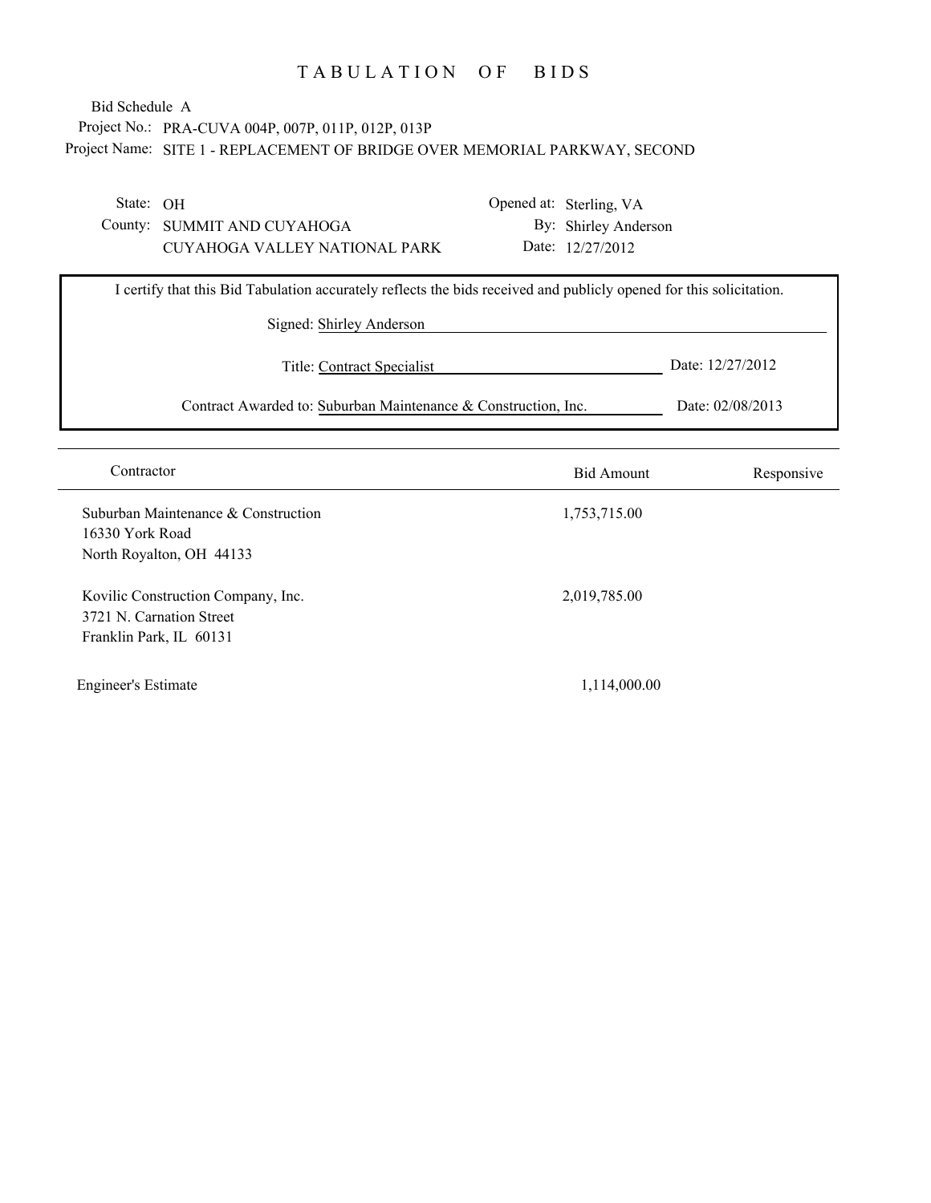# TABULATION OF BIDS

Bid Schedule A

Project No.: PRA-CUVA 004P, 007P, 011P, 012P, 013P

Project Name: SITE 1 - REPLACEMENT OF BRIDGE OVER MEMORIAL PARKWAY, SECOND

State: OH
County: SUMMIT AND CUYAHOGA
CUYAHOGA VALLEY NATIONAL PARK

Opened at: Sterling, VA
By: Shirley Anderson
Date: 12/27/2012

I certify that this Bid Tabulation accurately reflects the bids received and publicly opened for this solicitation.

Signed: Shirley Anderson

Title: Contract Specialist — Date: 12/27/2012

Contract Awarded to: Suburban Maintenance & Construction, Inc. — Date: 02/08/2013

| Contractor | Bid Amount | Responsive |
|---|---|---|
| Suburban Maintenance & Construction<br>16330 York Road<br>North Royalton, OH 44133 | 1,753,715.00 | |
| Kovilic Construction Company, Inc.<br>3721 N. Carnation Street<br>Franklin Park, IL 60131 | 2,019,785.00 | |
| Engineer's Estimate | 1,114,000.00 | |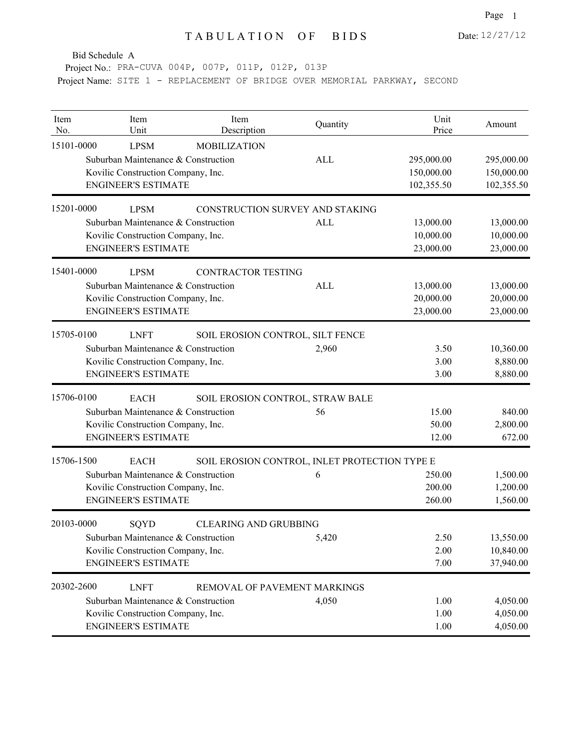# TABULATION OF BIDS

Date: 12/27/12

Bid Schedule A

Project No.: PRA-CUVA 004P, 007P, 011P, 012P, 013P

Project Name: SITE 1 - REPLACEMENT OF BRIDGE OVER MEMORIAL PARKWAY, SECOND

| Item No. | Item Unit | Item Description | Quantity | Unit Price | Amount |
|---|---|---|---|---|---|
| 15101-0000 | LPSM | MOBILIZATION | | | |
| | Suburban Maintenance & Construction | | ALL | 295,000.00 | 295,000.00 |
| | Kovilic Construction Company, Inc. | | | 150,000.00 | 150,000.00 |
| | ENGINEER'S ESTIMATE | | | 102,355.50 | 102,355.50 |
| 15201-0000 | LPSM | CONSTRUCTION SURVEY AND STAKING | | | |
| | Suburban Maintenance & Construction | | ALL | 13,000.00 | 13,000.00 |
| | Kovilic Construction Company, Inc. | | | 10,000.00 | 10,000.00 |
| | ENGINEER'S ESTIMATE | | | 23,000.00 | 23,000.00 |
| 15401-0000 | LPSM | CONTRACTOR TESTING | | | |
| | Suburban Maintenance & Construction | | ALL | 13,000.00 | 13,000.00 |
| | Kovilic Construction Company, Inc. | | | 20,000.00 | 20,000.00 |
| | ENGINEER'S ESTIMATE | | | 23,000.00 | 23,000.00 |
| 15705-0100 | LNFT | SOIL EROSION CONTROL, SILT FENCE | | | |
| | Suburban Maintenance & Construction | | 2,960 | 3.50 | 10,360.00 |
| | Kovilic Construction Company, Inc. | | | 3.00 | 8,880.00 |
| | ENGINEER'S ESTIMATE | | | 3.00 | 8,880.00 |
| 15706-0100 | EACH | SOIL EROSION CONTROL, STRAW BALE | | | |
| | Suburban Maintenance & Construction | | 56 | 15.00 | 840.00 |
| | Kovilic Construction Company, Inc. | | | 50.00 | 2,800.00 |
| | ENGINEER'S ESTIMATE | | | 12.00 | 672.00 |
| 15706-1500 | EACH | SOIL EROSION CONTROL, INLET PROTECTION TYPE E | | | |
| | Suburban Maintenance & Construction | | 6 | 250.00 | 1,500.00 |
| | Kovilic Construction Company, Inc. | | | 200.00 | 1,200.00 |
| | ENGINEER'S ESTIMATE | | | 260.00 | 1,560.00 |
| 20103-0000 | SQYD | CLEARING AND GRUBBING | | | |
| | Suburban Maintenance & Construction | | 5,420 | 2.50 | 13,550.00 |
| | Kovilic Construction Company, Inc. | | | 2.00 | 10,840.00 |
| | ENGINEER'S ESTIMATE | | | 7.00 | 37,940.00 |
| 20302-2600 | LNFT | REMOVAL OF PAVEMENT MARKINGS | | | |
| | Suburban Maintenance & Construction | | 4,050 | 1.00 | 4,050.00 |
| | Kovilic Construction Company, Inc. | | | 1.00 | 4,050.00 |
| | ENGINEER'S ESTIMATE | | | 1.00 | 4,050.00 |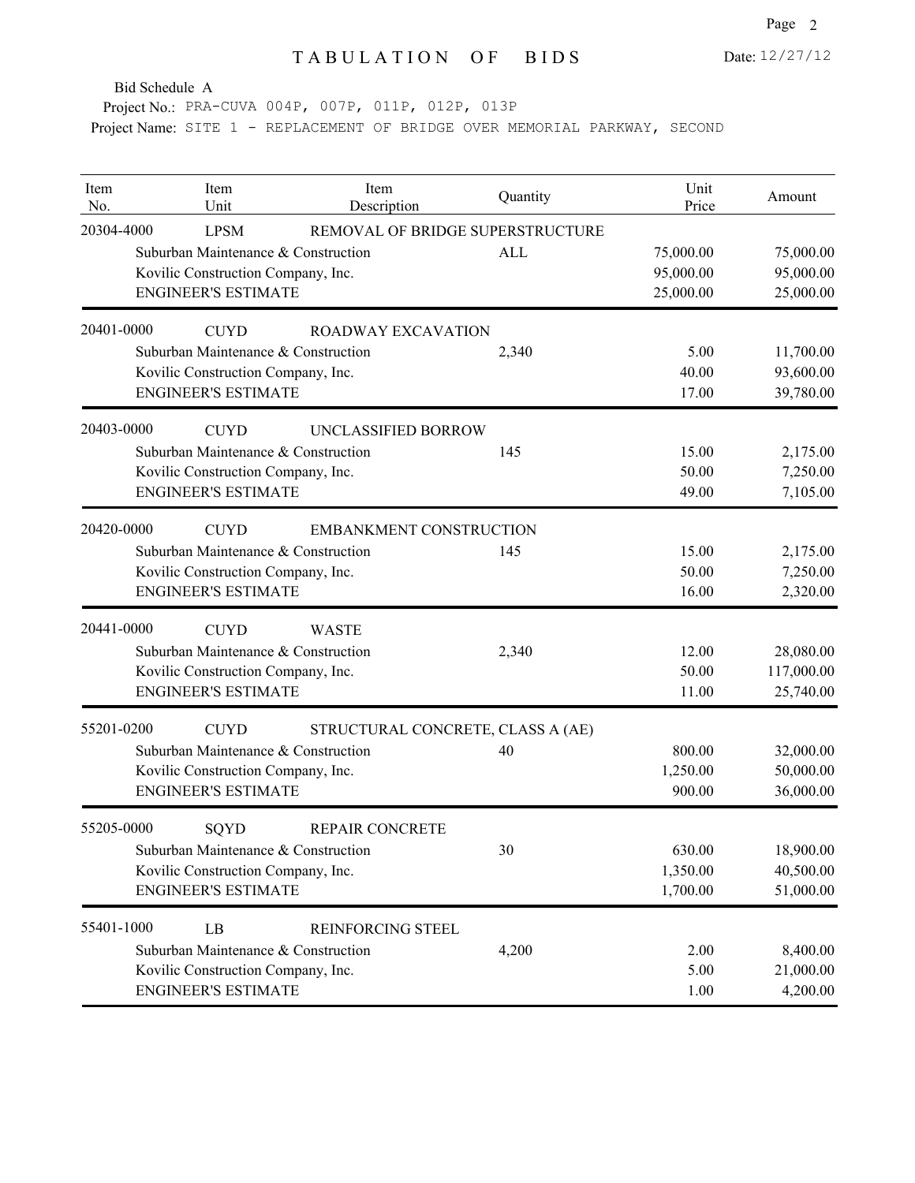# TABULATION OF BIDS

Date: 12/27/12

Bid Schedule A

Project No.: PRA-CUVA 004P, 007P, 011P, 012P, 013P

Project Name: SITE 1 - REPLACEMENT OF BRIDGE OVER MEMORIAL PARKWAY, SECOND

| Item No. | Item Unit | Item Description | Quantity | Unit Price | Amount |
|---|---|---|---|---|---|
| 20304-4000 | LPSM | REMOVAL OF BRIDGE SUPERSTRUCTURE | | | |
| | Suburban Maintenance & Construction | | ALL | 75,000.00 | 75,000.00 |
| | Kovilic Construction Company, Inc. | | | 95,000.00 | 95,000.00 |
| | ENGINEER'S ESTIMATE | | | 25,000.00 | 25,000.00 |
| 20401-0000 | CUYD | ROADWAY EXCAVATION | | | |
| | Suburban Maintenance & Construction | | 2,340 | 5.00 | 11,700.00 |
| | Kovilic Construction Company, Inc. | | | 40.00 | 93,600.00 |
| | ENGINEER'S ESTIMATE | | | 17.00 | 39,780.00 |
| 20403-0000 | CUYD | UNCLASSIFIED BORROW | | | |
| | Suburban Maintenance & Construction | | 145 | 15.00 | 2,175.00 |
| | Kovilic Construction Company, Inc. | | | 50.00 | 7,250.00 |
| | ENGINEER'S ESTIMATE | | | 49.00 | 7,105.00 |
| 20420-0000 | CUYD | EMBANKMENT CONSTRUCTION | | | |
| | Suburban Maintenance & Construction | | 145 | 15.00 | 2,175.00 |
| | Kovilic Construction Company, Inc. | | | 50.00 | 7,250.00 |
| | ENGINEER'S ESTIMATE | | | 16.00 | 2,320.00 |
| 20441-0000 | CUYD | WASTE | | | |
| | Suburban Maintenance & Construction | | 2,340 | 12.00 | 28,080.00 |
| | Kovilic Construction Company, Inc. | | | 50.00 | 117,000.00 |
| | ENGINEER'S ESTIMATE | | | 11.00 | 25,740.00 |
| 55201-0200 | CUYD | STRUCTURAL CONCRETE, CLASS A (AE) | | | |
| | Suburban Maintenance & Construction | | 40 | 800.00 | 32,000.00 |
| | Kovilic Construction Company, Inc. | | | 1,250.00 | 50,000.00 |
| | ENGINEER'S ESTIMATE | | | 900.00 | 36,000.00 |
| 55205-0000 | SQYD | REPAIR CONCRETE | | | |
| | Suburban Maintenance & Construction | | 30 | 630.00 | 18,900.00 |
| | Kovilic Construction Company, Inc. | | | 1,350.00 | 40,500.00 |
| | ENGINEER'S ESTIMATE | | | 1,700.00 | 51,000.00 |
| 55401-1000 | LB | REINFORCING STEEL | | | |
| | Suburban Maintenance & Construction | | 4,200 | 2.00 | 8,400.00 |
| | Kovilic Construction Company, Inc. | | | 5.00 | 21,000.00 |
| | ENGINEER'S ESTIMATE | | | 1.00 | 4,200.00 |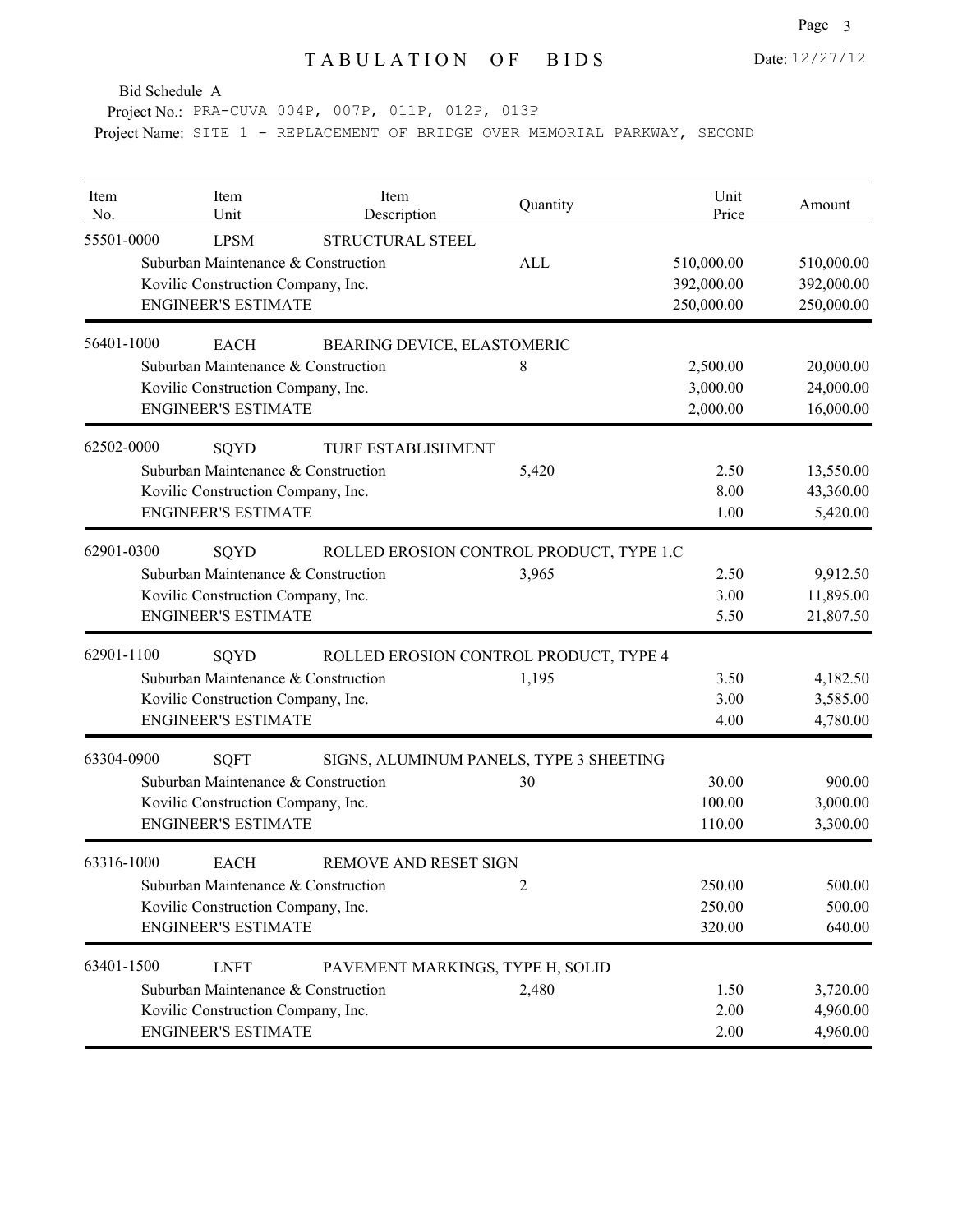# TABULATION OF BIDS

Date: 12/27/12

Bid Schedule A

Project No.: PRA-CUVA 004P, 007P, 011P, 012P, 013P

Project Name: SITE 1 - REPLACEMENT OF BRIDGE OVER MEMORIAL PARKWAY, SECOND

| Item No. | Item Unit | Item Description | Quantity | Unit Price | Amount |
|---|---|---|---|---|---|
| 55501-0000 | LPSM | STRUCTURAL STEEL | | | |
| | Suburban Maintenance & Construction | | ALL | 510,000.00 | 510,000.00 |
| | Kovilic Construction Company, Inc. | | | 392,000.00 | 392,000.00 |
| | ENGINEER'S ESTIMATE | | | 250,000.00 | 250,000.00 |
| 56401-1000 | EACH | BEARING DEVICE, ELASTOMERIC | | | |
| | Suburban Maintenance & Construction | | 8 | 2,500.00 | 20,000.00 |
| | Kovilic Construction Company, Inc. | | | 3,000.00 | 24,000.00 |
| | ENGINEER'S ESTIMATE | | | 2,000.00 | 16,000.00 |
| 62502-0000 | SQYD | TURF ESTABLISHMENT | | | |
| | Suburban Maintenance & Construction | | 5,420 | 2.50 | 13,550.00 |
| | Kovilic Construction Company, Inc. | | | 8.00 | 43,360.00 |
| | ENGINEER'S ESTIMATE | | | 1.00 | 5,420.00 |
| 62901-0300 | SQYD | ROLLED EROSION CONTROL PRODUCT, TYPE 1.C | | | |
| | Suburban Maintenance & Construction | | 3,965 | 2.50 | 9,912.50 |
| | Kovilic Construction Company, Inc. | | | 3.00 | 11,895.00 |
| | ENGINEER'S ESTIMATE | | | 5.50 | 21,807.50 |
| 62901-1100 | SQYD | ROLLED EROSION CONTROL PRODUCT, TYPE 4 | | | |
| | Suburban Maintenance & Construction | | 1,195 | 3.50 | 4,182.50 |
| | Kovilic Construction Company, Inc. | | | 3.00 | 3,585.00 |
| | ENGINEER'S ESTIMATE | | | 4.00 | 4,780.00 |
| 63304-0900 | SQFT | SIGNS, ALUMINUM PANELS, TYPE 3 SHEETING | | | |
| | Suburban Maintenance & Construction | | 30 | 30.00 | 900.00 |
| | Kovilic Construction Company, Inc. | | | 100.00 | 3,000.00 |
| | ENGINEER'S ESTIMATE | | | 110.00 | 3,300.00 |
| 63316-1000 | EACH | REMOVE AND RESET SIGN | | | |
| | Suburban Maintenance & Construction | | 2 | 250.00 | 500.00 |
| | Kovilic Construction Company, Inc. | | | 250.00 | 500.00 |
| | ENGINEER'S ESTIMATE | | | 320.00 | 640.00 |
| 63401-1500 | LNFT | PAVEMENT MARKINGS, TYPE H, SOLID | | | |
| | Suburban Maintenance & Construction | | 2,480 | 1.50 | 3,720.00 |
| | Kovilic Construction Company, Inc. | | | 2.00 | 4,960.00 |
| | ENGINEER'S ESTIMATE | | | 2.00 | 4,960.00 |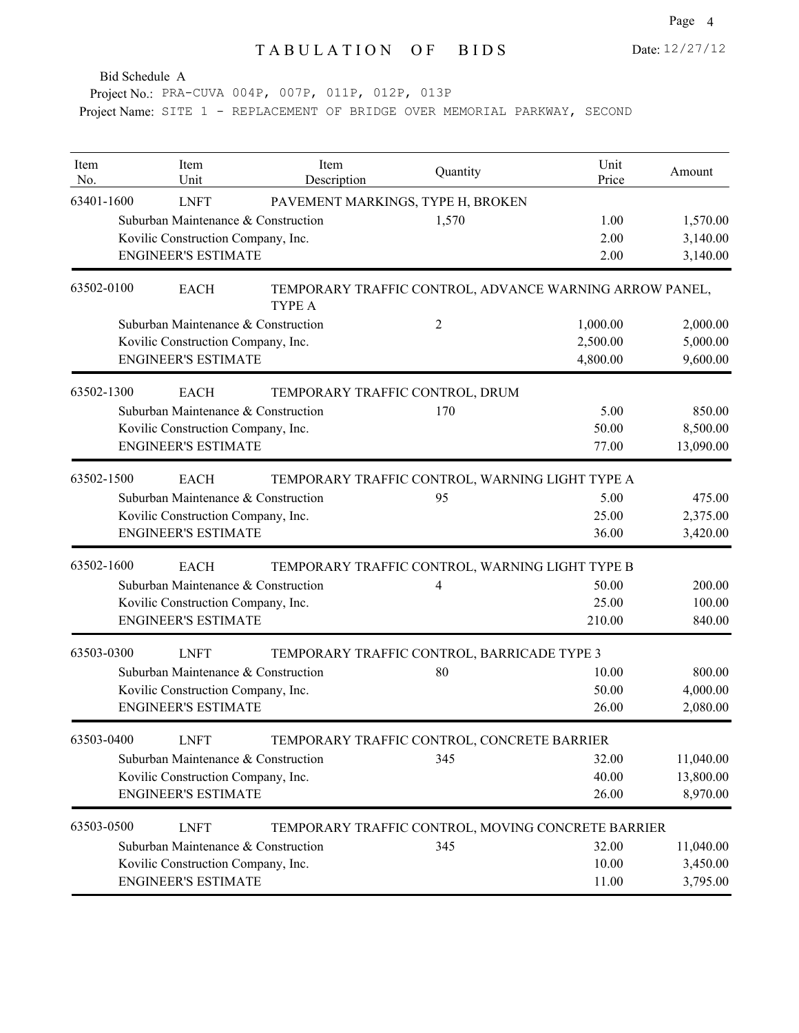# TABULATION OF BIDS

Date: 12/27/12

Bid Schedule A

Project No.: PRA-CUVA 004P, 007P, 011P, 012P, 013P

Project Name: SITE 1 - REPLACEMENT OF BRIDGE OVER MEMORIAL PARKWAY, SECOND

| Item No. | Item Unit | Item Description | Quantity | Unit Price | Amount |
|---|---|---|---|---|---|
| 63401-1600 | LNFT | PAVEMENT MARKINGS, TYPE H, BROKEN | | | |
| | Suburban Maintenance & Construction | | 1,570 | 1.00 | 1,570.00 |
| | Kovilic Construction Company, Inc. | | | 2.00 | 3,140.00 |
| | ENGINEER'S ESTIMATE | | | 2.00 | 3,140.00 |
| 63502-0100 | EACH | TEMPORARY TRAFFIC CONTROL, ADVANCE WARNING ARROW PANEL, TYPE A | | | |
| | Suburban Maintenance & Construction | | 2 | 1,000.00 | 2,000.00 |
| | Kovilic Construction Company, Inc. | | | 2,500.00 | 5,000.00 |
| | ENGINEER'S ESTIMATE | | | 4,800.00 | 9,600.00 |
| 63502-1300 | EACH | TEMPORARY TRAFFIC CONTROL, DRUM | | | |
| | Suburban Maintenance & Construction | | 170 | 5.00 | 850.00 |
| | Kovilic Construction Company, Inc. | | | 50.00 | 8,500.00 |
| | ENGINEER'S ESTIMATE | | | 77.00 | 13,090.00 |
| 63502-1500 | EACH | TEMPORARY TRAFFIC CONTROL, WARNING LIGHT TYPE A | | | |
| | Suburban Maintenance & Construction | | 95 | 5.00 | 475.00 |
| | Kovilic Construction Company, Inc. | | | 25.00 | 2,375.00 |
| | ENGINEER'S ESTIMATE | | | 36.00 | 3,420.00 |
| 63502-1600 | EACH | TEMPORARY TRAFFIC CONTROL, WARNING LIGHT TYPE B | | | |
| | Suburban Maintenance & Construction | | 4 | 50.00 | 200.00 |
| | Kovilic Construction Company, Inc. | | | 25.00 | 100.00 |
| | ENGINEER'S ESTIMATE | | | 210.00 | 840.00 |
| 63503-0300 | LNFT | TEMPORARY TRAFFIC CONTROL, BARRICADE TYPE 3 | | | |
| | Suburban Maintenance & Construction | | 80 | 10.00 | 800.00 |
| | Kovilic Construction Company, Inc. | | | 50.00 | 4,000.00 |
| | ENGINEER'S ESTIMATE | | | 26.00 | 2,080.00 |
| 63503-0400 | LNFT | TEMPORARY TRAFFIC CONTROL, CONCRETE BARRIER | | | |
| | Suburban Maintenance & Construction | | 345 | 32.00 | 11,040.00 |
| | Kovilic Construction Company, Inc. | | | 40.00 | 13,800.00 |
| | ENGINEER'S ESTIMATE | | | 26.00 | 8,970.00 |
| 63503-0500 | LNFT | TEMPORARY TRAFFIC CONTROL, MOVING CONCRETE BARRIER | | | |
| | Suburban Maintenance & Construction | | 345 | 32.00 | 11,040.00 |
| | Kovilic Construction Company, Inc. | | | 10.00 | 3,450.00 |
| | ENGINEER'S ESTIMATE | | | 11.00 | 3,795.00 |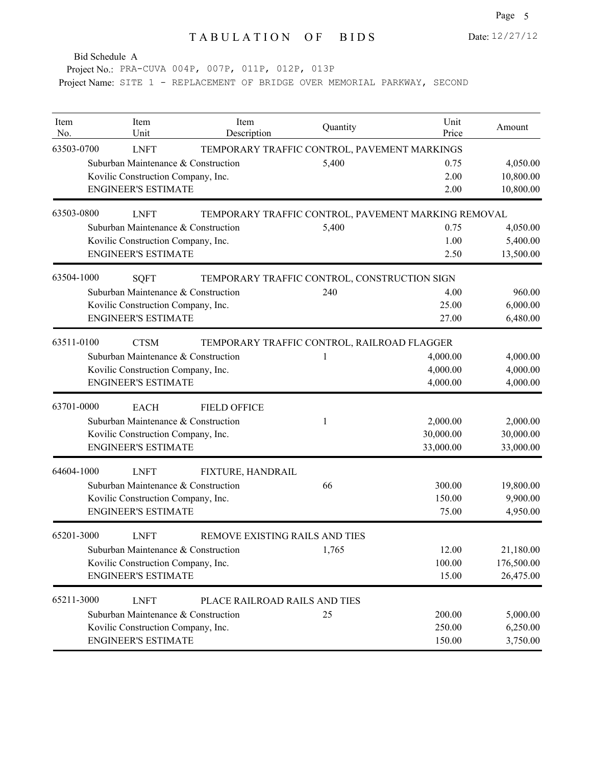# TABULATION OF BIDS

Date: 12/27/12

Bid Schedule A

Project No.: PRA-CUVA 004P, 007P, 011P, 012P, 013P

Project Name: SITE 1 - REPLACEMENT OF BRIDGE OVER MEMORIAL PARKWAY, SECOND

| Item No. | Item Unit | Item Description | Quantity | Unit Price | Amount |
|---|---|---|---|---|---|
| 63503-0700 | LNFT | TEMPORARY TRAFFIC CONTROL, PAVEMENT MARKINGS | | | |
| | Suburban Maintenance & Construction | | 5,400 | 0.75 | 4,050.00 |
| | Kovilic Construction Company, Inc. | | | 2.00 | 10,800.00 |
| | ENGINEER'S ESTIMATE | | | 2.00 | 10,800.00 |
| 63503-0800 | LNFT | TEMPORARY TRAFFIC CONTROL, PAVEMENT MARKING REMOVAL | | | |
| | Suburban Maintenance & Construction | | 5,400 | 0.75 | 4,050.00 |
| | Kovilic Construction Company, Inc. | | | 1.00 | 5,400.00 |
| | ENGINEER'S ESTIMATE | | | 2.50 | 13,500.00 |
| 63504-1000 | SQFT | TEMPORARY TRAFFIC CONTROL, CONSTRUCTION SIGN | | | |
| | Suburban Maintenance & Construction | | 240 | 4.00 | 960.00 |
| | Kovilic Construction Company, Inc. | | | 25.00 | 6,000.00 |
| | ENGINEER'S ESTIMATE | | | 27.00 | 6,480.00 |
| 63511-0100 | CTSM | TEMPORARY TRAFFIC CONTROL, RAILROAD FLAGGER | | | |
| | Suburban Maintenance & Construction | | 1 | 4,000.00 | 4,000.00 |
| | Kovilic Construction Company, Inc. | | | 4,000.00 | 4,000.00 |
| | ENGINEER'S ESTIMATE | | | 4,000.00 | 4,000.00 |
| 63701-0000 | EACH | FIELD OFFICE | | | |
| | Suburban Maintenance & Construction | | 1 | 2,000.00 | 2,000.00 |
| | Kovilic Construction Company, Inc. | | | 30,000.00 | 30,000.00 |
| | ENGINEER'S ESTIMATE | | | 33,000.00 | 33,000.00 |
| 64604-1000 | LNFT | FIXTURE, HANDRAIL | | | |
| | Suburban Maintenance & Construction | | 66 | 300.00 | 19,800.00 |
| | Kovilic Construction Company, Inc. | | | 150.00 | 9,900.00 |
| | ENGINEER'S ESTIMATE | | | 75.00 | 4,950.00 |
| 65201-3000 | LNFT | REMOVE EXISTING RAILS AND TIES | | | |
| | Suburban Maintenance & Construction | | 1,765 | 12.00 | 21,180.00 |
| | Kovilic Construction Company, Inc. | | | 100.00 | 176,500.00 |
| | ENGINEER'S ESTIMATE | | | 15.00 | 26,475.00 |
| 65211-3000 | LNFT | PLACE RAILROAD RAILS AND TIES | | | |
| | Suburban Maintenance & Construction | | 25 | 200.00 | 5,000.00 |
| | Kovilic Construction Company, Inc. | | | 250.00 | 6,250.00 |
| | ENGINEER'S ESTIMATE | | | 150.00 | 3,750.00 |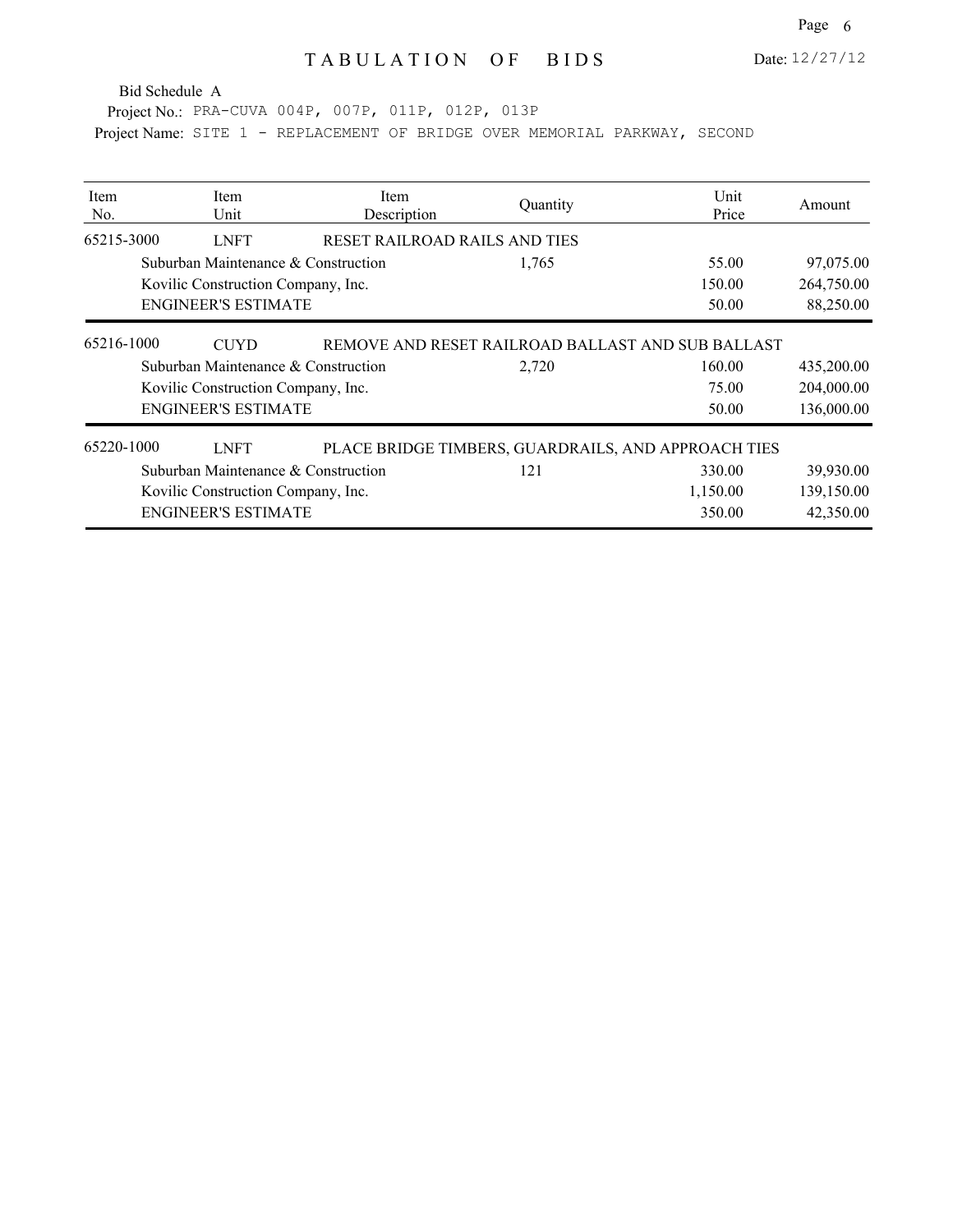# TABULATION OF BIDS

Date: 12/27/12

Bid Schedule A

Project No.: PRA-CUVA 004P, 007P, 011P, 012P, 013P

Project Name: SITE 1 - REPLACEMENT OF BRIDGE OVER MEMORIAL PARKWAY, SECOND

| Item No. | Item Unit | Item Description | Quantity | Unit Price | Amount |
|---|---|---|---|---|---|
| 65215-3000 | LNFT | RESET RAILROAD RAILS AND TIES | | | |
| | Suburban Maintenance & Construction | | 1,765 | 55.00 | 97,075.00 |
| | Kovilic Construction Company, Inc. | | | 150.00 | 264,750.00 |
| | ENGINEER'S ESTIMATE | | | 50.00 | 88,250.00 |
| 65216-1000 | CUYD | REMOVE AND RESET RAILROAD BALLAST AND SUB BALLAST | | | |
| | Suburban Maintenance & Construction | | 2,720 | 160.00 | 435,200.00 |
| | Kovilic Construction Company, Inc. | | | 75.00 | 204,000.00 |
| | ENGINEER'S ESTIMATE | | | 50.00 | 136,000.00 |
| 65220-1000 | LNFT | PLACE BRIDGE TIMBERS, GUARDRAILS, AND APPROACH TIES | | | |
| | Suburban Maintenance & Construction | | 121 | 330.00 | 39,930.00 |
| | Kovilic Construction Company, Inc. | | | 1,150.00 | 139,150.00 |
| | ENGINEER'S ESTIMATE | | | 350.00 | 42,350.00 |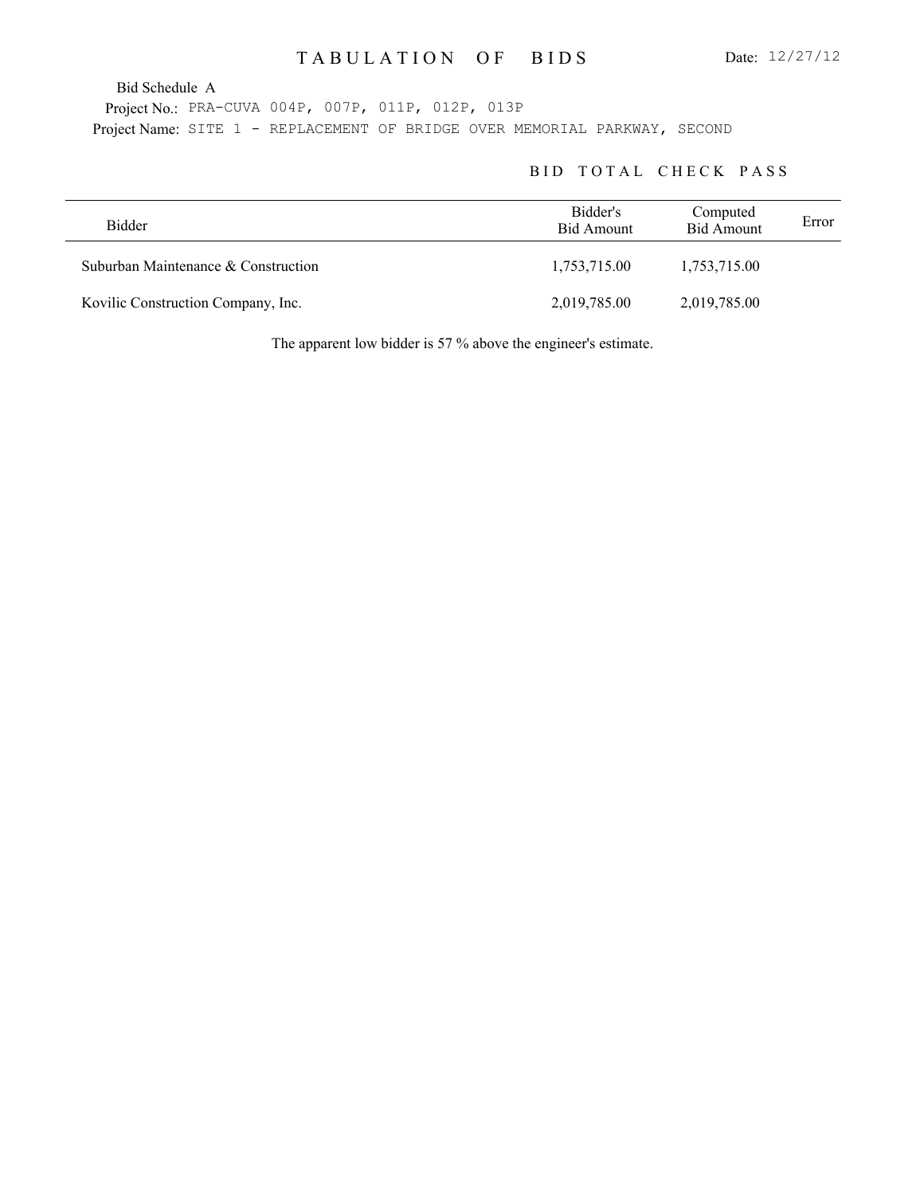# TABULATION OF BIDS

Date: 12/27/12

Bid Schedule A

Project No.: PRA-CUVA 004P, 007P, 011P, 012P, 013P

Project Name: SITE 1 - REPLACEMENT OF BRIDGE OVER MEMORIAL PARKWAY, SECOND

## BID TOTAL CHECK PASS

| Bidder | Bidder's Bid Amount | Computed Bid Amount | Error |
|---|---|---|---|
| Suburban Maintenance & Construction | 1,753,715.00 | 1,753,715.00 | |
| Kovilic Construction Company, Inc. | 2,019,785.00 | 2,019,785.00 | |

The apparent low bidder is 57 % above the engineer's estimate.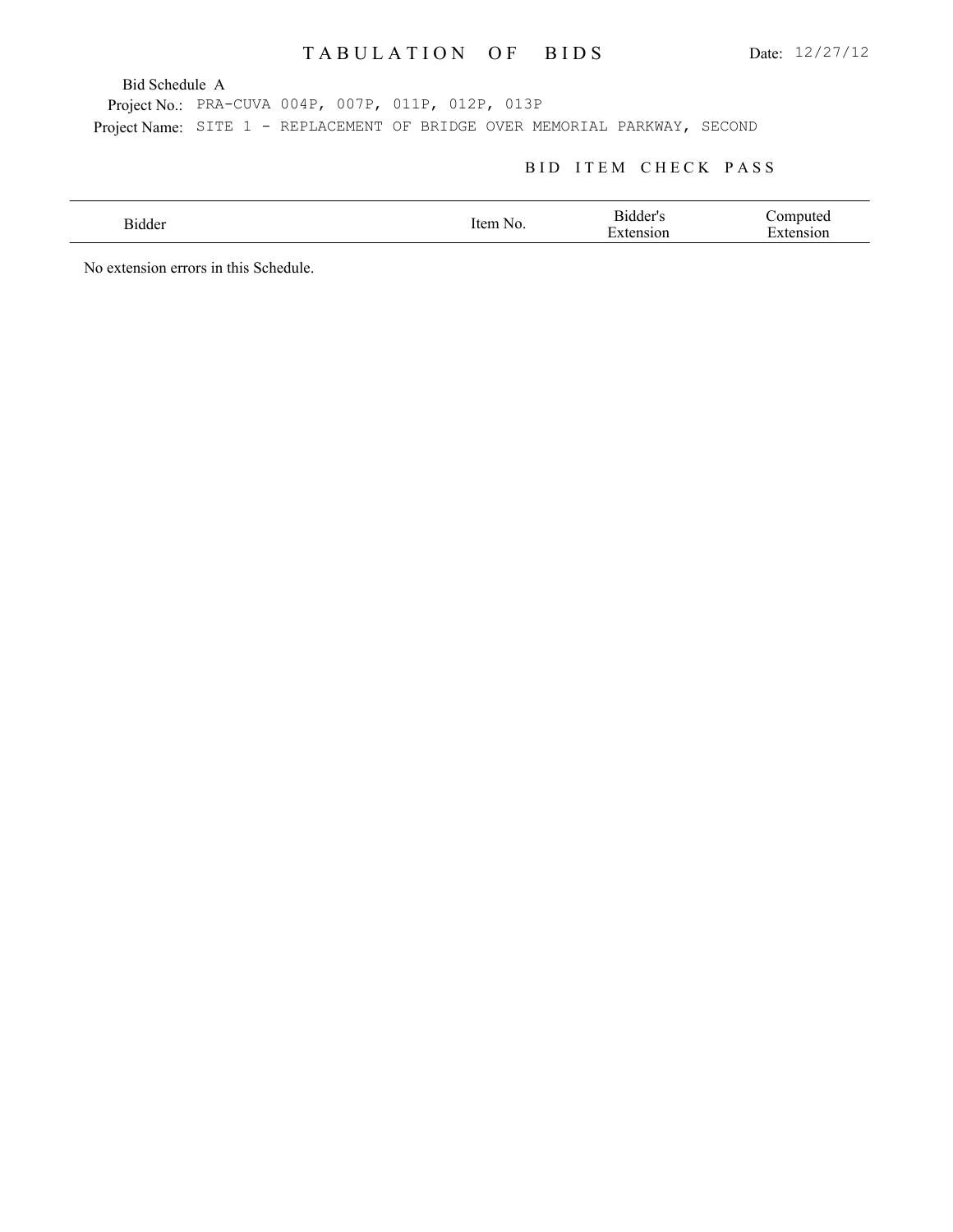# TABULATION OF BIDS

Date: 12/27/12

Bid Schedule A

Project No.: PRA-CUVA 004P, 007P, 011P, 012P, 013P

Project Name: SITE 1 - REPLACEMENT OF BRIDGE OVER MEMORIAL PARKWAY, SECOND

## BID ITEM CHECK PASS

| Bidder | Item No. | Bidder's Extension | Computed Extension |
|---|---|---|---|

No extension errors in this Schedule.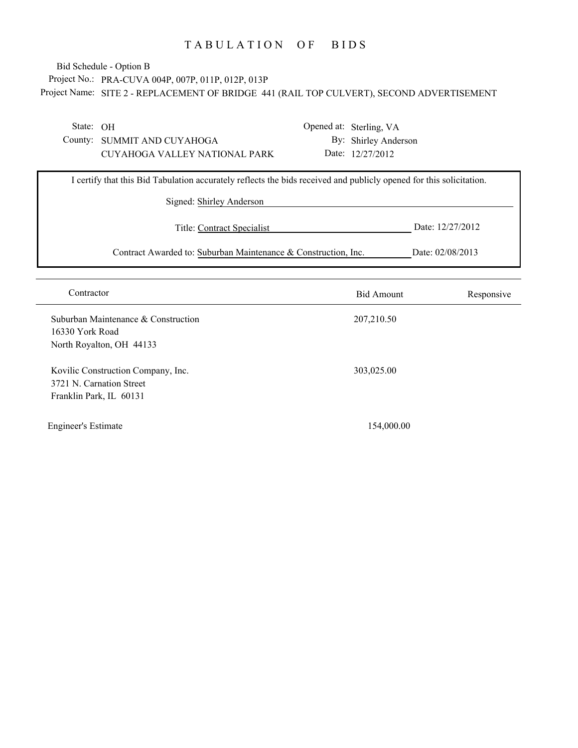# TABULATION OF BIDS

Bid Schedule - Option B

Project No.: PRA-CUVA 004P, 007P, 011P, 012P, 013P

Project Name: SITE 2 - REPLACEMENT OF BRIDGE 441 (RAIL TOP CULVERT), SECOND ADVERTISEMENT

State: OH
County: SUMMIT AND CUYAHOGA
CUYAHOGA VALLEY NATIONAL PARK

Opened at: Sterling, VA
By: Shirley Anderson
Date: 12/27/2012

I certify that this Bid Tabulation accurately reflects the bids received and publicly opened for this solicitation.

Signed: Shirley Anderson

Title: Contract Specialist — Date: 12/27/2012

Contract Awarded to: Suburban Maintenance & Construction, Inc. — Date: 02/08/2013

| Contractor | Bid Amount | Responsive |
|---|---|---|
| Suburban Maintenance & Construction<br>16330 York Road<br>North Royalton, OH 44133 | 207,210.50 | |
| Kovilic Construction Company, Inc.<br>3721 N. Carnation Street<br>Franklin Park, IL 60131 | 303,025.00 | |
| Engineer's Estimate | 154,000.00 | |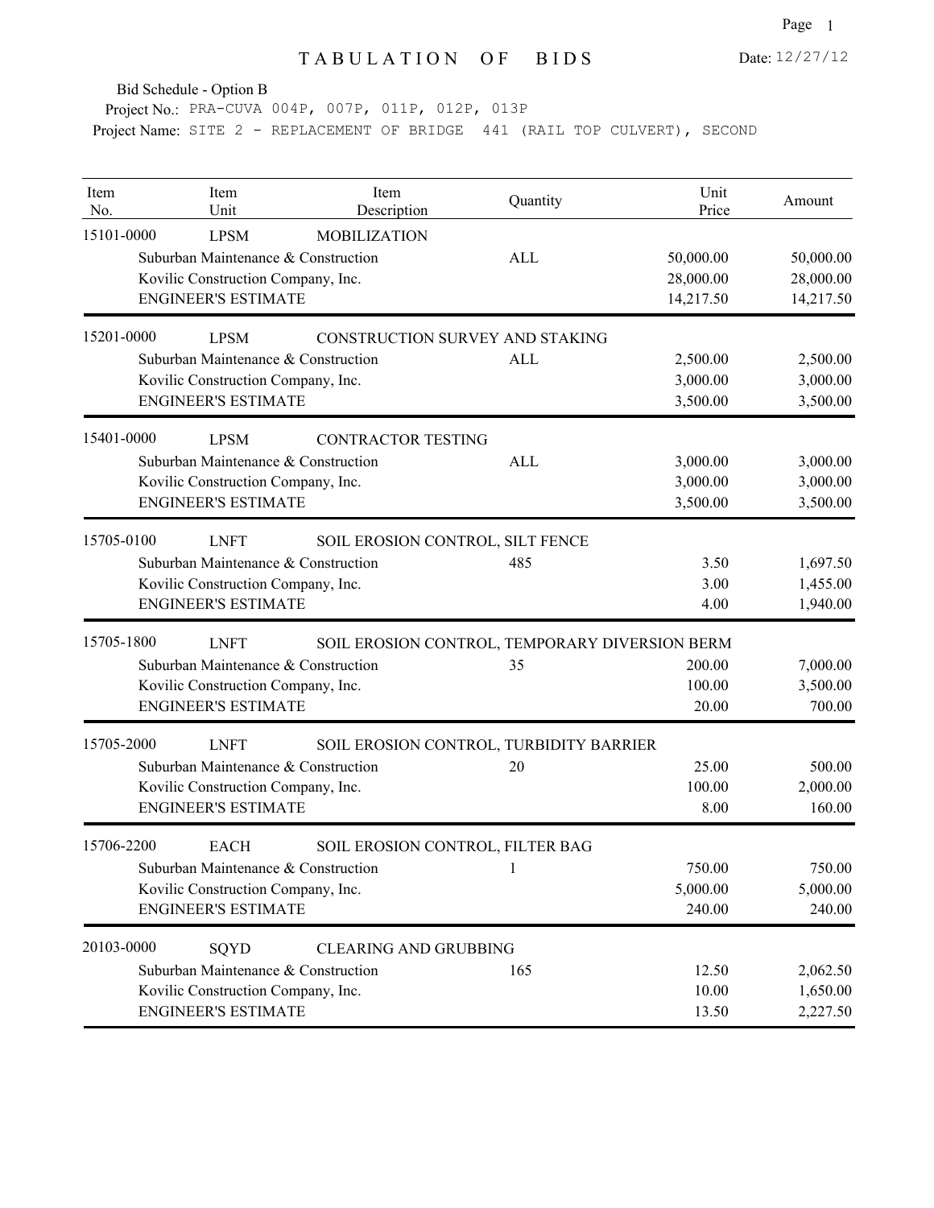# TABULATION OF BIDS

Date: 12/27/12

Bid Schedule - Option B

Project No.: PRA-CUVA 004P, 007P, 011P, 012P, 013P

Project Name: SITE 2 - REPLACEMENT OF BRIDGE 441 (RAIL TOP CULVERT), SECOND

| Item No. | Item Unit | Item Description | Quantity | Unit Price | Amount |
|---|---|---|---|---|---|
| 15101-0000 | LPSM | MOBILIZATION | | | |
| | Suburban Maintenance & Construction | | ALL | 50,000.00 | 50,000.00 |
| | Kovilic Construction Company, Inc. | | | 28,000.00 | 28,000.00 |
| | ENGINEER'S ESTIMATE | | | 14,217.50 | 14,217.50 |
| 15201-0000 | LPSM | CONSTRUCTION SURVEY AND STAKING | | | |
| | Suburban Maintenance & Construction | | ALL | 2,500.00 | 2,500.00 |
| | Kovilic Construction Company, Inc. | | | 3,000.00 | 3,000.00 |
| | ENGINEER'S ESTIMATE | | | 3,500.00 | 3,500.00 |
| 15401-0000 | LPSM | CONTRACTOR TESTING | | | |
| | Suburban Maintenance & Construction | | ALL | 3,000.00 | 3,000.00 |
| | Kovilic Construction Company, Inc. | | | 3,000.00 | 3,000.00 |
| | ENGINEER'S ESTIMATE | | | 3,500.00 | 3,500.00 |
| 15705-0100 | LNFT | SOIL EROSION CONTROL, SILT FENCE | | | |
| | Suburban Maintenance & Construction | | 485 | 3.50 | 1,697.50 |
| | Kovilic Construction Company, Inc. | | | 3.00 | 1,455.00 |
| | ENGINEER'S ESTIMATE | | | 4.00 | 1,940.00 |
| 15705-1800 | LNFT | SOIL EROSION CONTROL, TEMPORARY DIVERSION BERM | | | |
| | Suburban Maintenance & Construction | | 35 | 200.00 | 7,000.00 |
| | Kovilic Construction Company, Inc. | | | 100.00 | 3,500.00 |
| | ENGINEER'S ESTIMATE | | | 20.00 | 700.00 |
| 15705-2000 | LNFT | SOIL EROSION CONTROL, TURBIDITY BARRIER | | | |
| | Suburban Maintenance & Construction | | 20 | 25.00 | 500.00 |
| | Kovilic Construction Company, Inc. | | | 100.00 | 2,000.00 |
| | ENGINEER'S ESTIMATE | | | 8.00 | 160.00 |
| 15706-2200 | EACH | SOIL EROSION CONTROL, FILTER BAG | | | |
| | Suburban Maintenance & Construction | | 1 | 750.00 | 750.00 |
| | Kovilic Construction Company, Inc. | | | 5,000.00 | 5,000.00 |
| | ENGINEER'S ESTIMATE | | | 240.00 | 240.00 |
| 20103-0000 | SQYD | CLEARING AND GRUBBING | | | |
| | Suburban Maintenance & Construction | | 165 | 12.50 | 2,062.50 |
| | Kovilic Construction Company, Inc. | | | 10.00 | 1,650.00 |
| | ENGINEER'S ESTIMATE | | | 13.50 | 2,227.50 |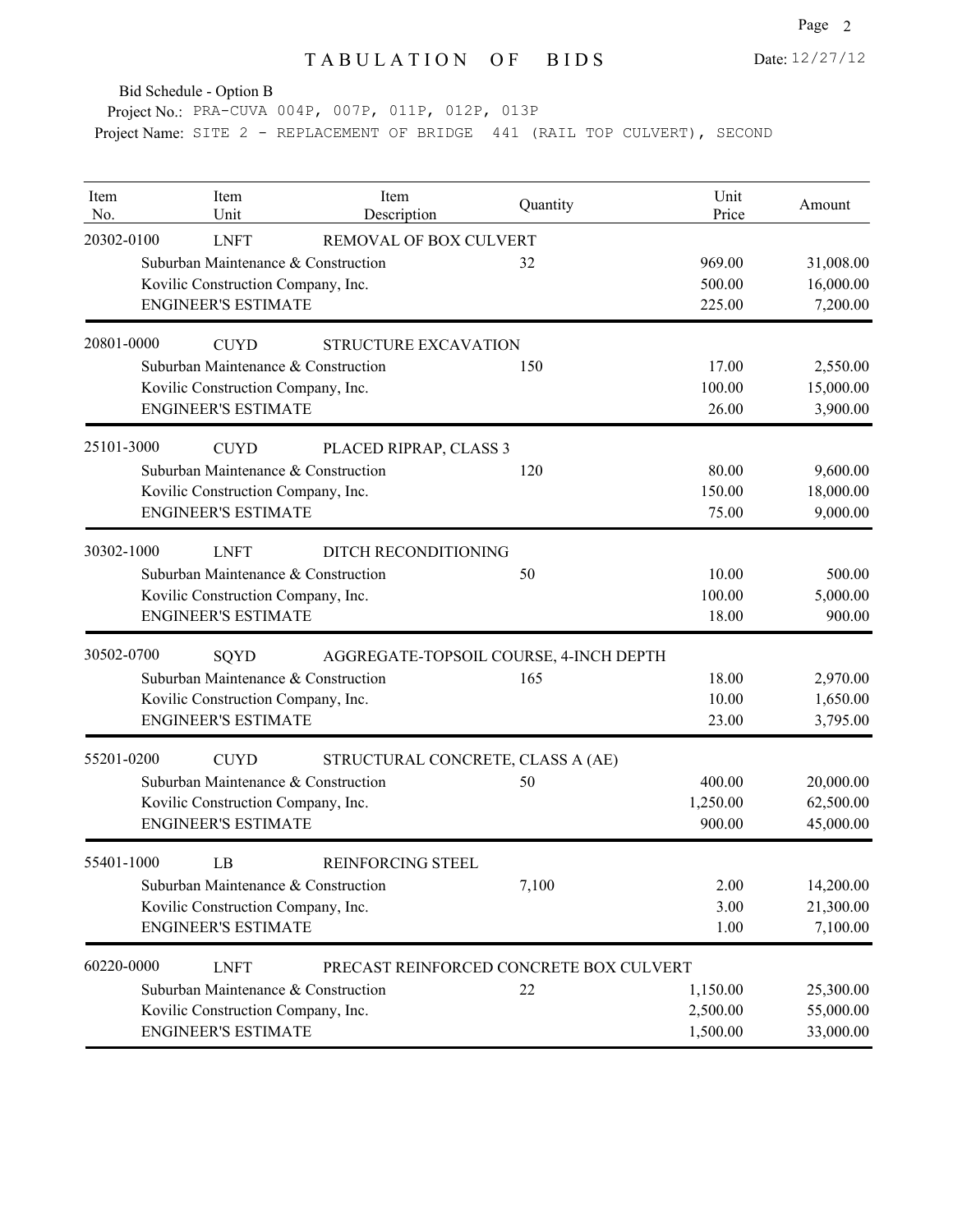# TABULATION OF BIDS

Date: 12/27/12

Bid Schedule - Option B

Project No.: PRA-CUVA 004P, 007P, 011P, 012P, 013P

Project Name: SITE 2 - REPLACEMENT OF BRIDGE 441 (RAIL TOP CULVERT), SECOND

| Item No. | Item Unit | Item Description | Quantity | Unit Price | Amount |
|---|---|---|---|---|---|
| 20302-0100 | LNFT | REMOVAL OF BOX CULVERT | | | |
| | Suburban Maintenance & Construction | | 32 | 969.00 | 31,008.00 |
| | Kovilic Construction Company, Inc. | | | 500.00 | 16,000.00 |
| | ENGINEER'S ESTIMATE | | | 225.00 | 7,200.00 |
| 20801-0000 | CUYD | STRUCTURE EXCAVATION | | | |
| | Suburban Maintenance & Construction | | 150 | 17.00 | 2,550.00 |
| | Kovilic Construction Company, Inc. | | | 100.00 | 15,000.00 |
| | ENGINEER'S ESTIMATE | | | 26.00 | 3,900.00 |
| 25101-3000 | CUYD | PLACED RIPRAP, CLASS 3 | | | |
| | Suburban Maintenance & Construction | | 120 | 80.00 | 9,600.00 |
| | Kovilic Construction Company, Inc. | | | 150.00 | 18,000.00 |
| | ENGINEER'S ESTIMATE | | | 75.00 | 9,000.00 |
| 30302-1000 | LNFT | DITCH RECONDITIONING | | | |
| | Suburban Maintenance & Construction | | 50 | 10.00 | 500.00 |
| | Kovilic Construction Company, Inc. | | | 100.00 | 5,000.00 |
| | ENGINEER'S ESTIMATE | | | 18.00 | 900.00 |
| 30502-0700 | SQYD | AGGREGATE-TOPSOIL COURSE, 4-INCH DEPTH | | | |
| | Suburban Maintenance & Construction | | 165 | 18.00 | 2,970.00 |
| | Kovilic Construction Company, Inc. | | | 10.00 | 1,650.00 |
| | ENGINEER'S ESTIMATE | | | 23.00 | 3,795.00 |
| 55201-0200 | CUYD | STRUCTURAL CONCRETE, CLASS A (AE) | | | |
| | Suburban Maintenance & Construction | | 50 | 400.00 | 20,000.00 |
| | Kovilic Construction Company, Inc. | | | 1,250.00 | 62,500.00 |
| | ENGINEER'S ESTIMATE | | | 900.00 | 45,000.00 |
| 55401-1000 | LB | REINFORCING STEEL | | | |
| | Suburban Maintenance & Construction | | 7,100 | 2.00 | 14,200.00 |
| | Kovilic Construction Company, Inc. | | | 3.00 | 21,300.00 |
| | ENGINEER'S ESTIMATE | | | 1.00 | 7,100.00 |
| 60220-0000 | LNFT | PRECAST REINFORCED CONCRETE BOX CULVERT | | | |
| | Suburban Maintenance & Construction | | 22 | 1,150.00 | 25,300.00 |
| | Kovilic Construction Company, Inc. | | | 2,500.00 | 55,000.00 |
| | ENGINEER'S ESTIMATE | | | 1,500.00 | 33,000.00 |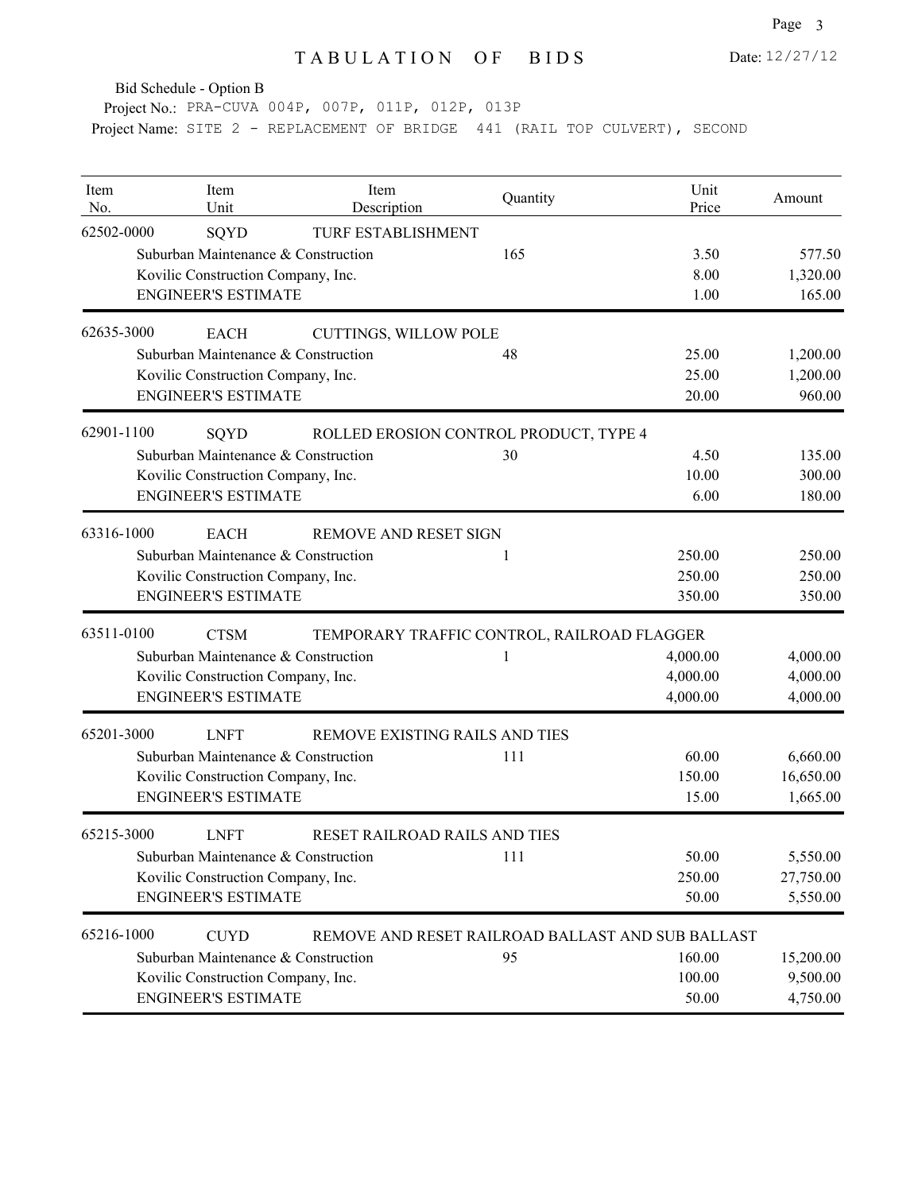# TABULATION OF BIDS

Date: 12/27/12

Bid Schedule - Option B

Project No.: PRA-CUVA 004P, 007P, 011P, 012P, 013P

Project Name: SITE 2 - REPLACEMENT OF BRIDGE 441 (RAIL TOP CULVERT), SECOND

| Item No. | Item Unit | Item Description | Quantity | Unit Price | Amount |
|---|---|---|---|---|---|
| 62502-0000 | SQYD | TURF ESTABLISHMENT | | | |
| | Suburban Maintenance & Construction | | 165 | 3.50 | 577.50 |
| | Kovilic Construction Company, Inc. | | | 8.00 | 1,320.00 |
| | ENGINEER'S ESTIMATE | | | 1.00 | 165.00 |
| 62635-3000 | EACH | CUTTINGS, WILLOW POLE | | | |
| | Suburban Maintenance & Construction | | 48 | 25.00 | 1,200.00 |
| | Kovilic Construction Company, Inc. | | | 25.00 | 1,200.00 |
| | ENGINEER'S ESTIMATE | | | 20.00 | 960.00 |
| 62901-1100 | SQYD | ROLLED EROSION CONTROL PRODUCT, TYPE 4 | | | |
| | Suburban Maintenance & Construction | | 30 | 4.50 | 135.00 |
| | Kovilic Construction Company, Inc. | | | 10.00 | 300.00 |
| | ENGINEER'S ESTIMATE | | | 6.00 | 180.00 |
| 63316-1000 | EACH | REMOVE AND RESET SIGN | | | |
| | Suburban Maintenance & Construction | | 1 | 250.00 | 250.00 |
| | Kovilic Construction Company, Inc. | | | 250.00 | 250.00 |
| | ENGINEER'S ESTIMATE | | | 350.00 | 350.00 |
| 63511-0100 | CTSM | TEMPORARY TRAFFIC CONTROL, RAILROAD FLAGGER | | | |
| | Suburban Maintenance & Construction | | 1 | 4,000.00 | 4,000.00 |
| | Kovilic Construction Company, Inc. | | | 4,000.00 | 4,000.00 |
| | ENGINEER'S ESTIMATE | | | 4,000.00 | 4,000.00 |
| 65201-3000 | LNFT | REMOVE EXISTING RAILS AND TIES | | | |
| | Suburban Maintenance & Construction | | 111 | 60.00 | 6,660.00 |
| | Kovilic Construction Company, Inc. | | | 150.00 | 16,650.00 |
| | ENGINEER'S ESTIMATE | | | 15.00 | 1,665.00 |
| 65215-3000 | LNFT | RESET RAILROAD RAILS AND TIES | | | |
| | Suburban Maintenance & Construction | | 111 | 50.00 | 5,550.00 |
| | Kovilic Construction Company, Inc. | | | 250.00 | 27,750.00 |
| | ENGINEER'S ESTIMATE | | | 50.00 | 5,550.00 |
| 65216-1000 | CUYD | REMOVE AND RESET RAILROAD BALLAST AND SUB BALLAST | | | |
| | Suburban Maintenance & Construction | | 95 | 160.00 | 15,200.00 |
| | Kovilic Construction Company, Inc. | | | 100.00 | 9,500.00 |
| | ENGINEER'S ESTIMATE | | | 50.00 | 4,750.00 |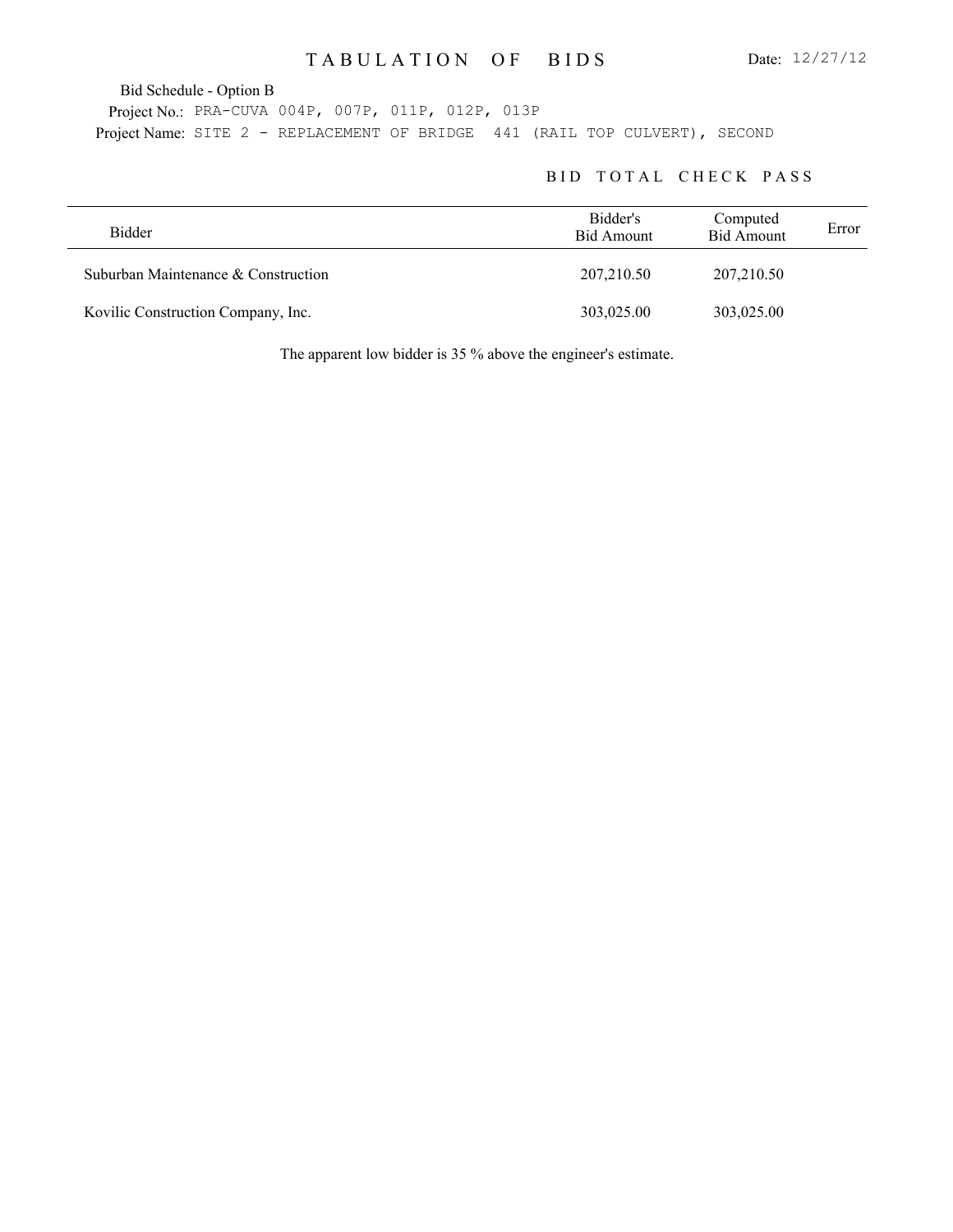# T A B U L A T I O N   O F   B I D S

Date: 12/27/12

Bid Schedule - Option B

Project No.: PRA-CUVA 004P, 007P, 011P, 012P, 013P

Project Name: SITE 2 - REPLACEMENT OF BRIDGE 441 (RAIL TOP CULVERT), SECOND

## B I D   T O T A L   C H E C K   P A S S

| Bidder | Bidder's Bid Amount | Computed Bid Amount | Error |
|---|---|---|---|
| Suburban Maintenance & Construction | 207,210.50 | 207,210.50 | |
| Kovilic Construction Company, Inc. | 303,025.00 | 303,025.00 | |

The apparent low bidder is 35 % above the engineer's estimate.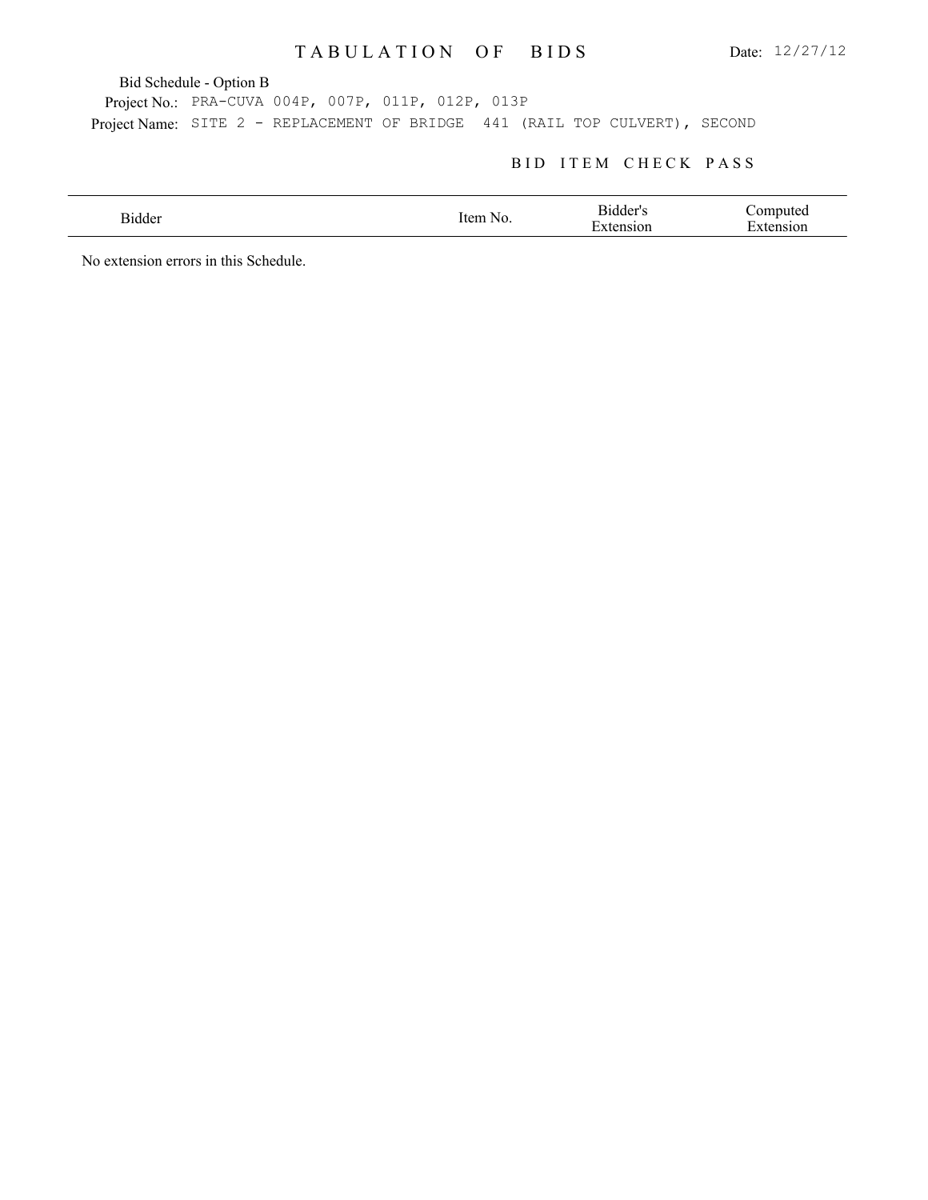# TABULATION OF BIDS

Date: 12/27/12

Bid Schedule - Option B

Project No.: PRA-CUVA 004P, 007P, 011P, 012P, 013P

Project Name: SITE 2 - REPLACEMENT OF BRIDGE 441 (RAIL TOP CULVERT), SECOND

## BID ITEM CHECK PASS

| Bidder | Item No. | Bidder's Extension | Computed Extension |
|---|---|---|---|

No extension errors in this Schedule.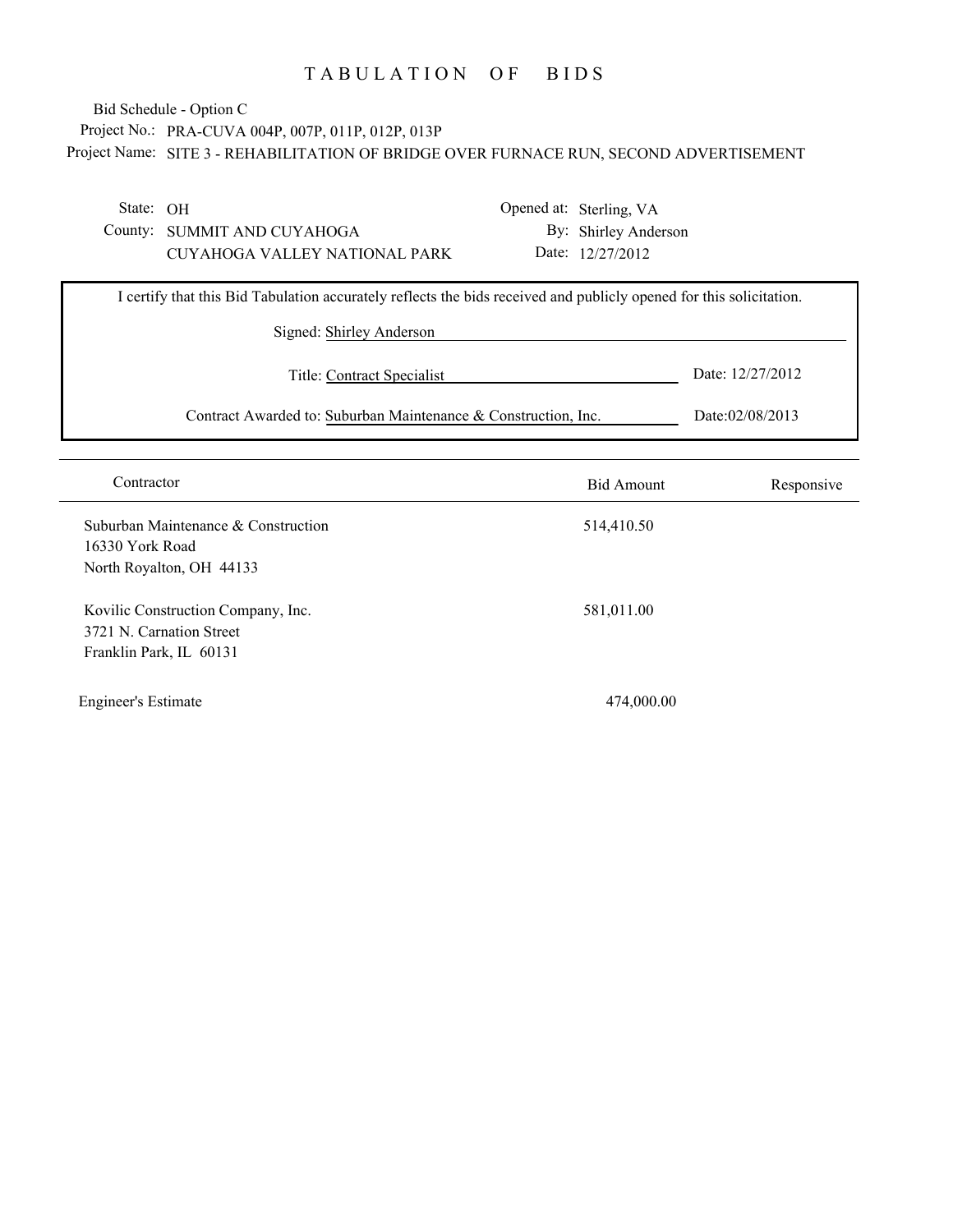# TABULATION OF BIDS

Bid Schedule - Option C

Project No.: PRA-CUVA 004P, 007P, 011P, 012P, 013P

Project Name: SITE 3 - REHABILITATION OF BRIDGE OVER FURNACE RUN, SECOND ADVERTISEMENT

State: OH

County: SUMMIT AND CUYAHOGA

CUYAHOGA VALLEY NATIONAL PARK

Opened at: Sterling, VA

By: Shirley Anderson

Date: 12/27/2012

I certify that this Bid Tabulation accurately reflects the bids received and publicly opened for this solicitation.

Signed: Shirley Anderson

Title: Contract Specialist — Date: 12/27/2012

Contract Awarded to: Suburban Maintenance & Construction, Inc. — Date: 02/08/2013

| Contractor | Bid Amount | Responsive |
|---|---|---|
| Suburban Maintenance & Construction<br>16330 York Road<br>North Royalton, OH 44133 | 514,410.50 | |
| Kovilic Construction Company, Inc.<br>3721 N. Carnation Street<br>Franklin Park, IL 60131 | 581,011.00 | |
| Engineer's Estimate | 474,000.00 | |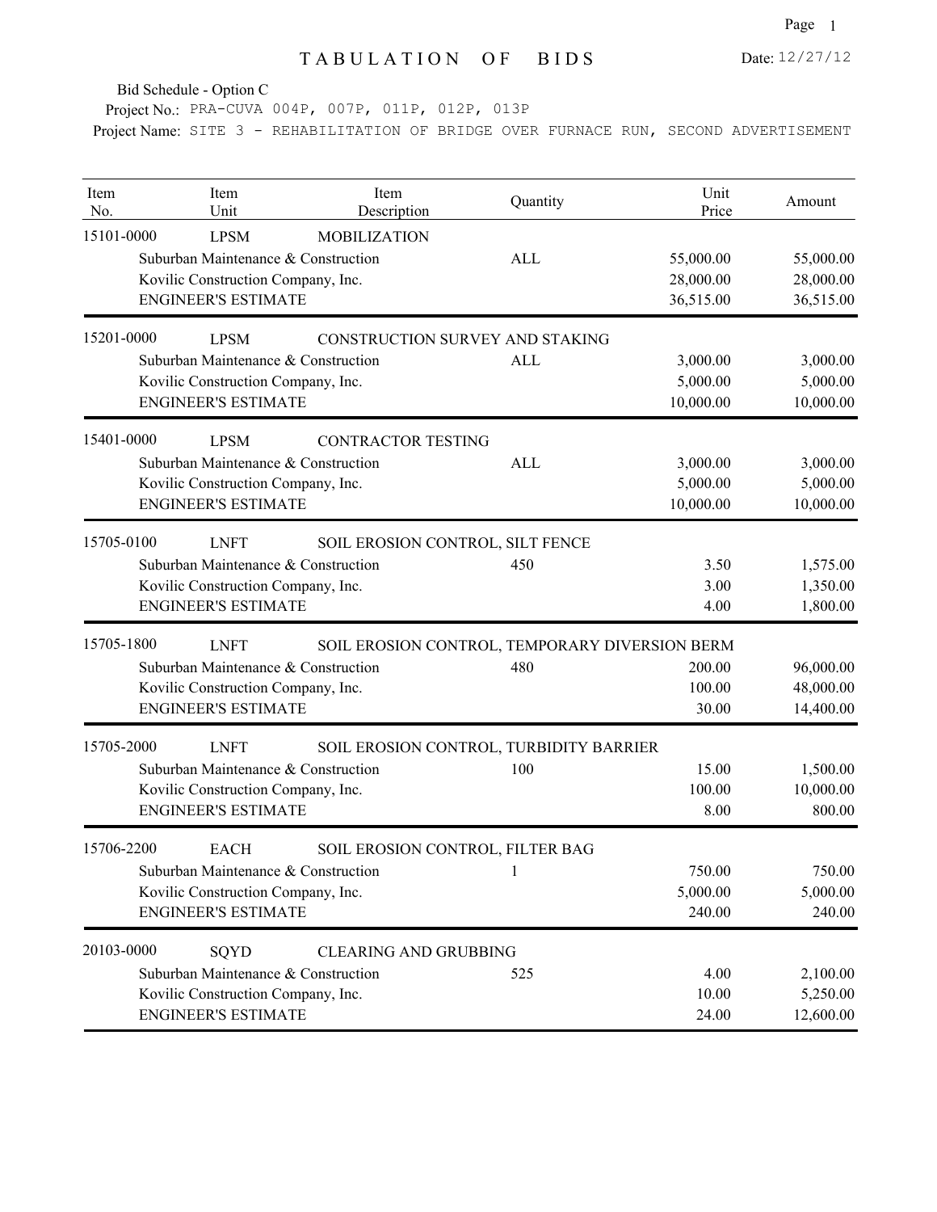# TABULATION OF BIDS

Date: 12/27/12

Bid Schedule - Option C

Project No.: PRA-CUVA 004P, 007P, 011P, 012P, 013P

Project Name: SITE 3 - REHABILITATION OF BRIDGE OVER FURNACE RUN, SECOND ADVERTISEMENT

| Item No. | Item Unit | Item Description | Quantity | Unit Price | Amount |
|---|---|---|---|---|---|
| 15101-0000 | LPSM | MOBILIZATION | | | |
| | Suburban Maintenance & Construction | | ALL | 55,000.00 | 55,000.00 |
| | Kovilic Construction Company, Inc. | | | 28,000.00 | 28,000.00 |
| | ENGINEER'S ESTIMATE | | | 36,515.00 | 36,515.00 |
| 15201-0000 | LPSM | CONSTRUCTION SURVEY AND STAKING | | | |
| | Suburban Maintenance & Construction | | ALL | 3,000.00 | 3,000.00 |
| | Kovilic Construction Company, Inc. | | | 5,000.00 | 5,000.00 |
| | ENGINEER'S ESTIMATE | | | 10,000.00 | 10,000.00 |
| 15401-0000 | LPSM | CONTRACTOR TESTING | | | |
| | Suburban Maintenance & Construction | | ALL | 3,000.00 | 3,000.00 |
| | Kovilic Construction Company, Inc. | | | 5,000.00 | 5,000.00 |
| | ENGINEER'S ESTIMATE | | | 10,000.00 | 10,000.00 |
| 15705-0100 | LNFT | SOIL EROSION CONTROL, SILT FENCE | | | |
| | Suburban Maintenance & Construction | | 450 | 3.50 | 1,575.00 |
| | Kovilic Construction Company, Inc. | | | 3.00 | 1,350.00 |
| | ENGINEER'S ESTIMATE | | | 4.00 | 1,800.00 |
| 15705-1800 | LNFT | SOIL EROSION CONTROL, TEMPORARY DIVERSION BERM | | | |
| | Suburban Maintenance & Construction | | 480 | 200.00 | 96,000.00 |
| | Kovilic Construction Company, Inc. | | | 100.00 | 48,000.00 |
| | ENGINEER'S ESTIMATE | | | 30.00 | 14,400.00 |
| 15705-2000 | LNFT | SOIL EROSION CONTROL, TURBIDITY BARRIER | | | |
| | Suburban Maintenance & Construction | | 100 | 15.00 | 1,500.00 |
| | Kovilic Construction Company, Inc. | | | 100.00 | 10,000.00 |
| | ENGINEER'S ESTIMATE | | | 8.00 | 800.00 |
| 15706-2200 | EACH | SOIL EROSION CONTROL, FILTER BAG | | | |
| | Suburban Maintenance & Construction | | 1 | 750.00 | 750.00 |
| | Kovilic Construction Company, Inc. | | | 5,000.00 | 5,000.00 |
| | ENGINEER'S ESTIMATE | | | 240.00 | 240.00 |
| 20103-0000 | SQYD | CLEARING AND GRUBBING | | | |
| | Suburban Maintenance & Construction | | 525 | 4.00 | 2,100.00 |
| | Kovilic Construction Company, Inc. | | | 10.00 | 5,250.00 |
| | ENGINEER'S ESTIMATE | | | 24.00 | 12,600.00 |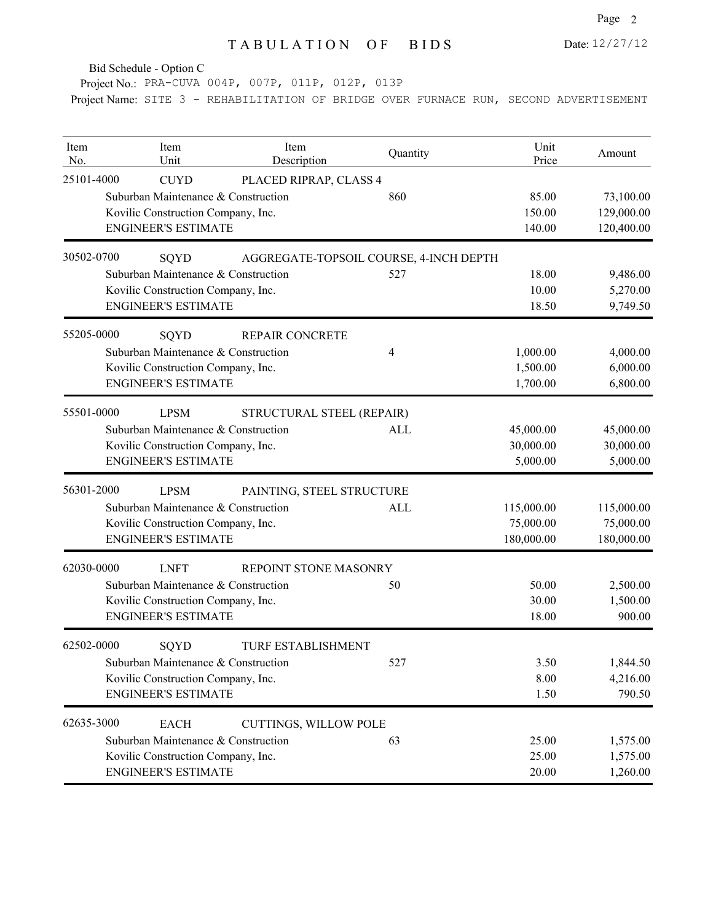# TABULATION OF BIDS

Date: 12/27/12

Bid Schedule - Option C

Project No.: PRA-CUVA 004P, 007P, 011P, 012P, 013P

Project Name: SITE 3 - REHABILITATION OF BRIDGE OVER FURNACE RUN, SECOND ADVERTISEMENT

| Item No. | Item Unit | Item Description | Quantity | Unit Price | Amount |
|---|---|---|---|---|---|
| 25101-4000 | CUYD | PLACED RIPRAP, CLASS 4 | | | |
| | Suburban Maintenance & Construction | | 860 | 85.00 | 73,100.00 |
| | Kovilic Construction Company, Inc. | | | 150.00 | 129,000.00 |
| | ENGINEER'S ESTIMATE | | | 140.00 | 120,400.00 |
| 30502-0700 | SQYD | AGGREGATE-TOPSOIL COURSE, 4-INCH DEPTH | | | |
| | Suburban Maintenance & Construction | | 527 | 18.00 | 9,486.00 |
| | Kovilic Construction Company, Inc. | | | 10.00 | 5,270.00 |
| | ENGINEER'S ESTIMATE | | | 18.50 | 9,749.50 |
| 55205-0000 | SQYD | REPAIR CONCRETE | | | |
| | Suburban Maintenance & Construction | | 4 | 1,000.00 | 4,000.00 |
| | Kovilic Construction Company, Inc. | | | 1,500.00 | 6,000.00 |
| | ENGINEER'S ESTIMATE | | | 1,700.00 | 6,800.00 |
| 55501-0000 | LPSM | STRUCTURAL STEEL (REPAIR) | | | |
| | Suburban Maintenance & Construction | | ALL | 45,000.00 | 45,000.00 |
| | Kovilic Construction Company, Inc. | | | 30,000.00 | 30,000.00 |
| | ENGINEER'S ESTIMATE | | | 5,000.00 | 5,000.00 |
| 56301-2000 | LPSM | PAINTING, STEEL STRUCTURE | | | |
| | Suburban Maintenance & Construction | | ALL | 115,000.00 | 115,000.00 |
| | Kovilic Construction Company, Inc. | | | 75,000.00 | 75,000.00 |
| | ENGINEER'S ESTIMATE | | | 180,000.00 | 180,000.00 |
| 62030-0000 | LNFT | REPOINT STONE MASONRY | | | |
| | Suburban Maintenance & Construction | | 50 | 50.00 | 2,500.00 |
| | Kovilic Construction Company, Inc. | | | 30.00 | 1,500.00 |
| | ENGINEER'S ESTIMATE | | | 18.00 | 900.00 |
| 62502-0000 | SQYD | TURF ESTABLISHMENT | | | |
| | Suburban Maintenance & Construction | | 527 | 3.50 | 1,844.50 |
| | Kovilic Construction Company, Inc. | | | 8.00 | 4,216.00 |
| | ENGINEER'S ESTIMATE | | | 1.50 | 790.50 |
| 62635-3000 | EACH | CUTTINGS, WILLOW POLE | | | |
| | Suburban Maintenance & Construction | | 63 | 25.00 | 1,575.00 |
| | Kovilic Construction Company, Inc. | | | 25.00 | 1,575.00 |
| | ENGINEER'S ESTIMATE | | | 20.00 | 1,260.00 |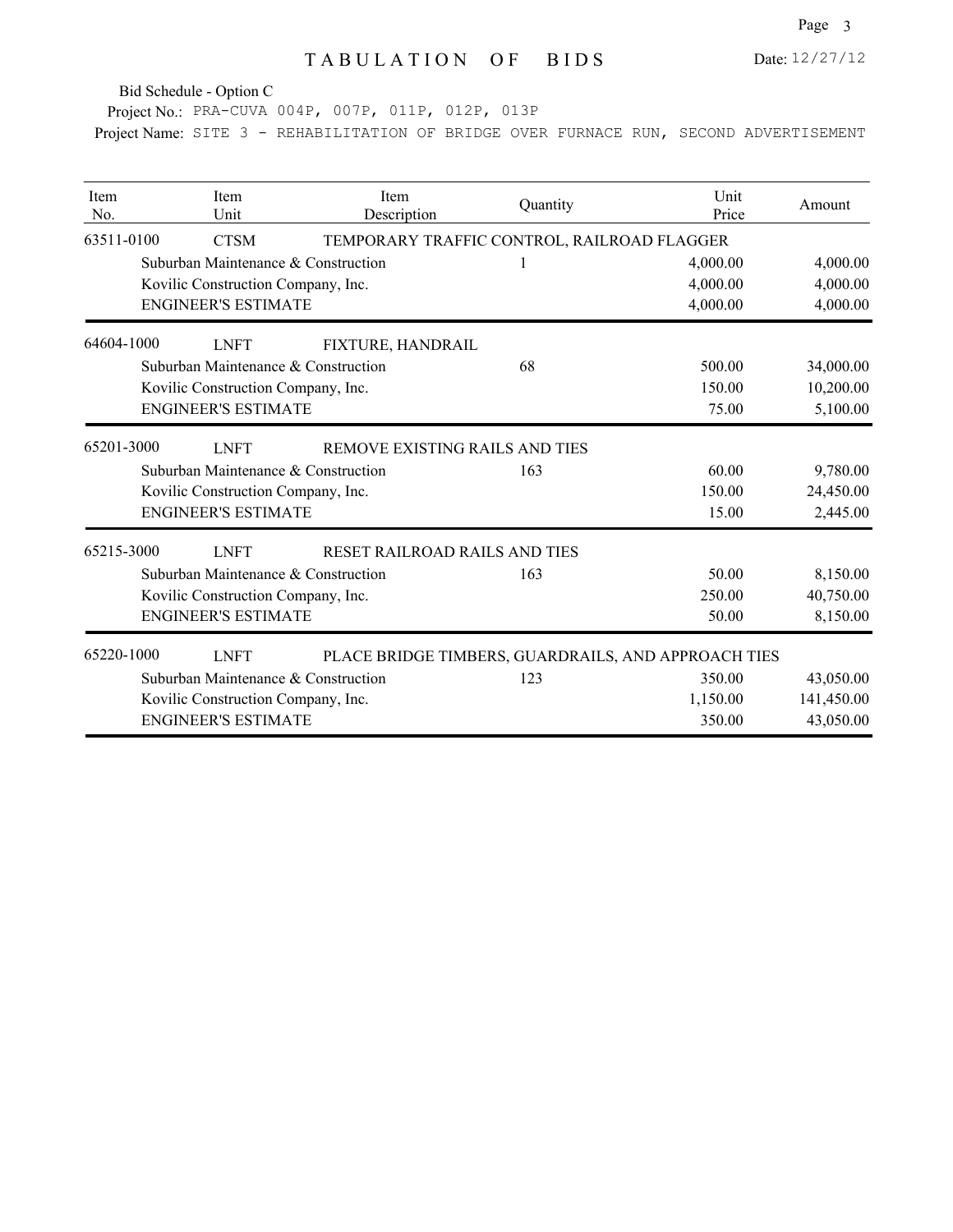# TABULATION OF BIDS

Date: 12/27/12

Bid Schedule - Option C

Project No.: PRA-CUVA 004P, 007P, 011P, 012P, 013P

Project Name: SITE 3 - REHABILITATION OF BRIDGE OVER FURNACE RUN, SECOND ADVERTISEMENT

| Item No. | Item Unit | Item Description | Quantity | Unit Price | Amount |
|---|---|---|---|---|---|
| 63511-0100 | CTSM | TEMPORARY TRAFFIC CONTROL, RAILROAD FLAGGER | | | |
| | Suburban Maintenance & Construction | | 1 | 4,000.00 | 4,000.00 |
| | Kovilic Construction Company, Inc. | | | 4,000.00 | 4,000.00 |
| | ENGINEER'S ESTIMATE | | | 4,000.00 | 4,000.00 |
| 64604-1000 | LNFT | FIXTURE, HANDRAIL | | | |
| | Suburban Maintenance & Construction | | 68 | 500.00 | 34,000.00 |
| | Kovilic Construction Company, Inc. | | | 150.00 | 10,200.00 |
| | ENGINEER'S ESTIMATE | | | 75.00 | 5,100.00 |
| 65201-3000 | LNFT | REMOVE EXISTING RAILS AND TIES | | | |
| | Suburban Maintenance & Construction | | 163 | 60.00 | 9,780.00 |
| | Kovilic Construction Company, Inc. | | | 150.00 | 24,450.00 |
| | ENGINEER'S ESTIMATE | | | 15.00 | 2,445.00 |
| 65215-3000 | LNFT | RESET RAILROAD RAILS AND TIES | | | |
| | Suburban Maintenance & Construction | | 163 | 50.00 | 8,150.00 |
| | Kovilic Construction Company, Inc. | | | 250.00 | 40,750.00 |
| | ENGINEER'S ESTIMATE | | | 50.00 | 8,150.00 |
| 65220-1000 | LNFT | PLACE BRIDGE TIMBERS, GUARDRAILS, AND APPROACH TIES | | | |
| | Suburban Maintenance & Construction | | 123 | 350.00 | 43,050.00 |
| | Kovilic Construction Company, Inc. | | | 1,150.00 | 141,450.00 |
| | ENGINEER'S ESTIMATE | | | 350.00 | 43,050.00 |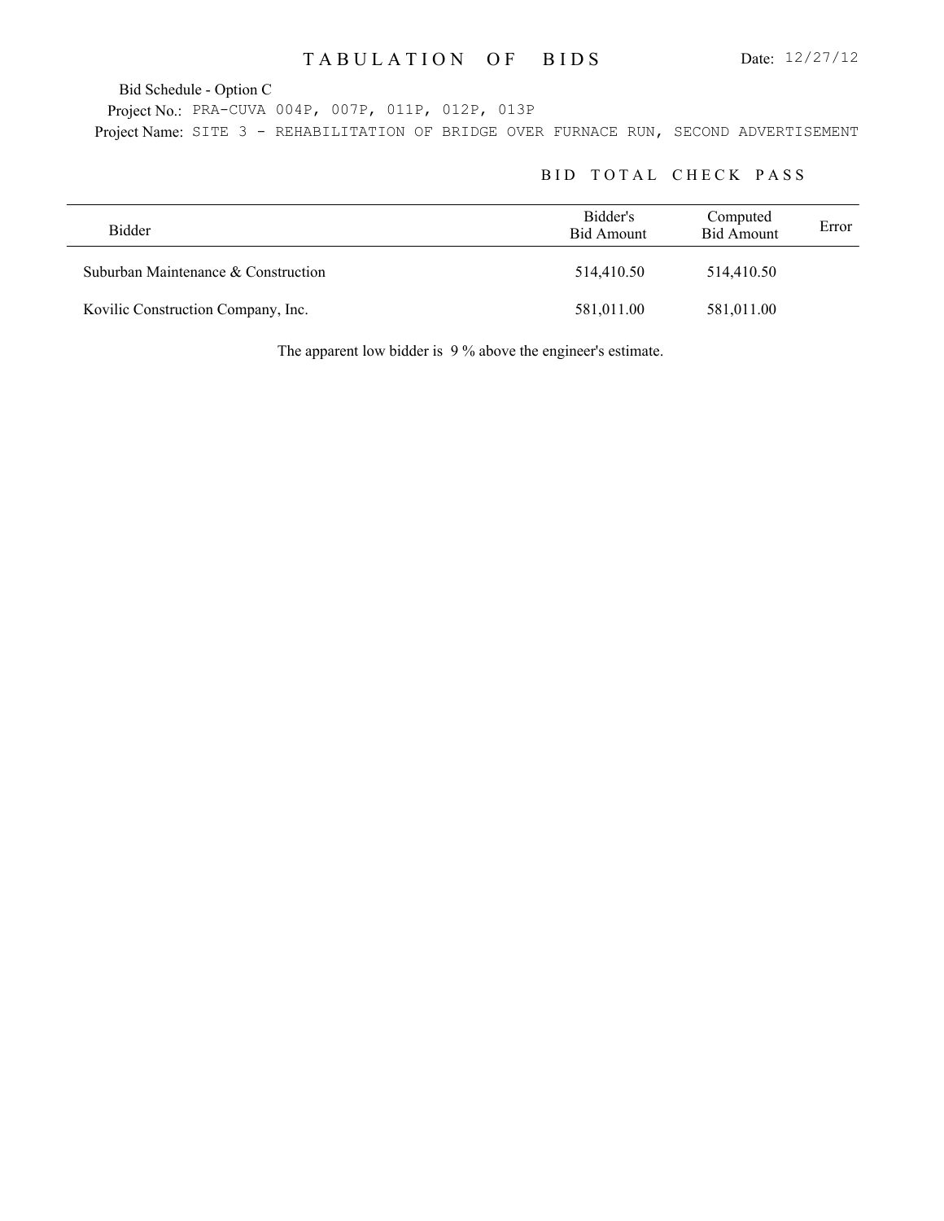# TABULATION OF BIDS

Date: 12/27/12

Bid Schedule - Option C

Project No.: PRA-CUVA 004P, 007P, 011P, 012P, 013P

Project Name: SITE 3 - REHABILITATION OF BRIDGE OVER FURNACE RUN, SECOND ADVERTISEMENT

## BID TOTAL CHECK PASS

| Bidder | Bidder's Bid Amount | Computed Bid Amount | Error |
|---|---|---|---|
| Suburban Maintenance & Construction | 514,410.50 | 514,410.50 | |
| Kovilic Construction Company, Inc. | 581,011.00 | 581,011.00 | |

The apparent low bidder is 9 % above the engineer's estimate.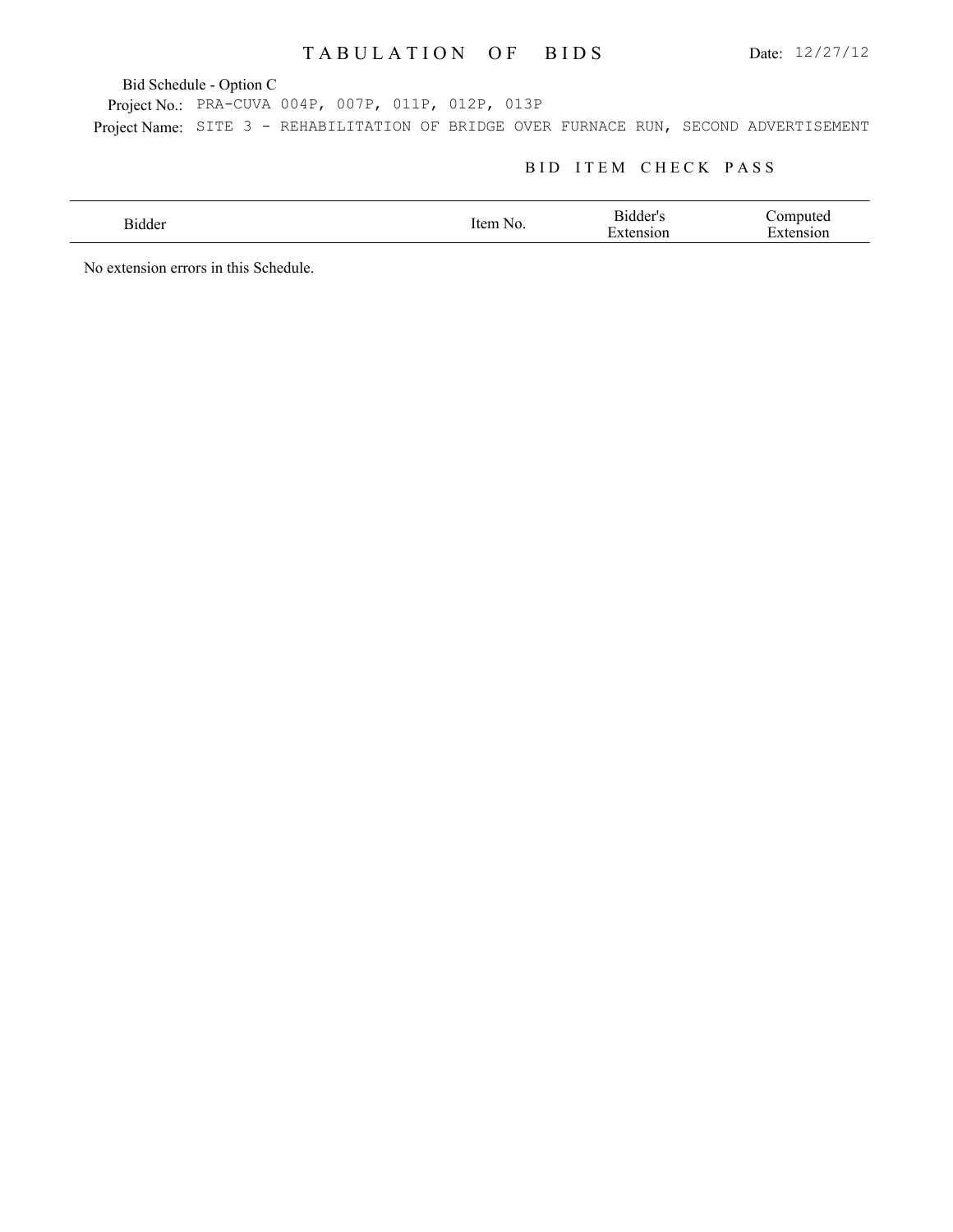# TABULATION OF BIDS

Date: 12/27/12

Bid Schedule - Option C

Project No.: PRA-CUVA 004P, 007P, 011P, 012P, 013P

Project Name: SITE 3 - REHABILITATION OF BRIDGE OVER FURNACE RUN, SECOND ADVERTISEMENT

## BID ITEM CHECK PASS

| Bidder | Item No. | Bidder's Extension | Computed Extension |
|---|---|---|---|

No extension errors in this Schedule.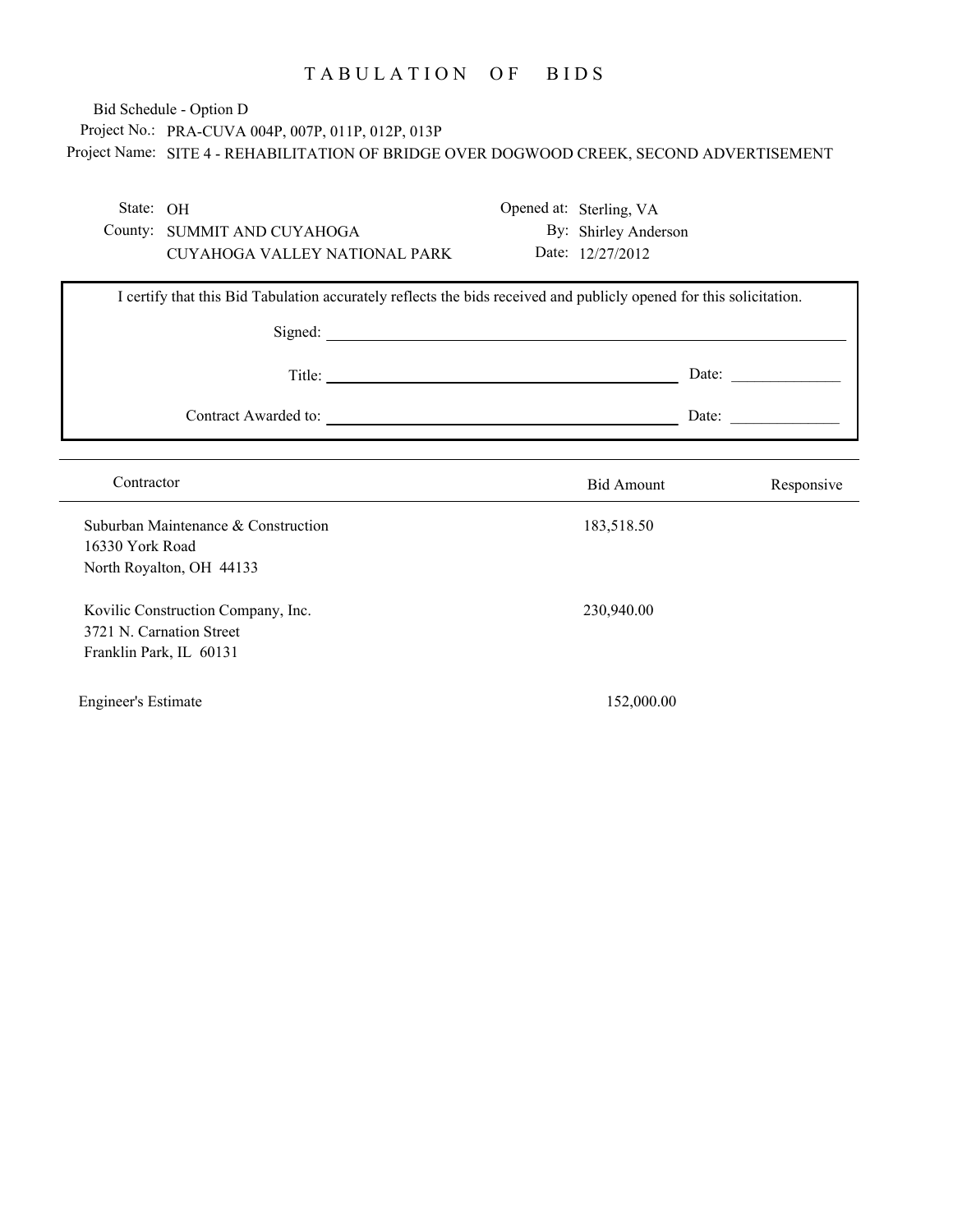# TABULATION OF BIDS

Bid Schedule - Option D

Project No.: PRA-CUVA 004P, 007P, 011P, 012P, 013P

Project Name: SITE 4 - REHABILITATION OF BRIDGE OVER DOGWOOD CREEK, SECOND ADVERTISEMENT

State: OH
County: SUMMIT AND CUYAHOGA
CUYAHOGA VALLEY NATIONAL PARK

Opened at: Sterling, VA
By: Shirley Anderson
Date: 12/27/2012

I certify that this Bid Tabulation accurately reflects the bids received and publicly opened for this solicitation.

Signed: ______________________________

Title: ______________________________ Date: ____________

Contract Awarded to: ______________________________ Date: ____________

| Contractor | Bid Amount | Responsive |
|---|---|---|
| Suburban Maintenance & Construction<br>16330 York Road<br>North Royalton, OH 44133 | 183,518.50 | |
| Kovilic Construction Company, Inc.<br>3721 N. Carnation Street<br>Franklin Park, IL 60131 | 230,940.00 | |
| Engineer's Estimate | 152,000.00 | |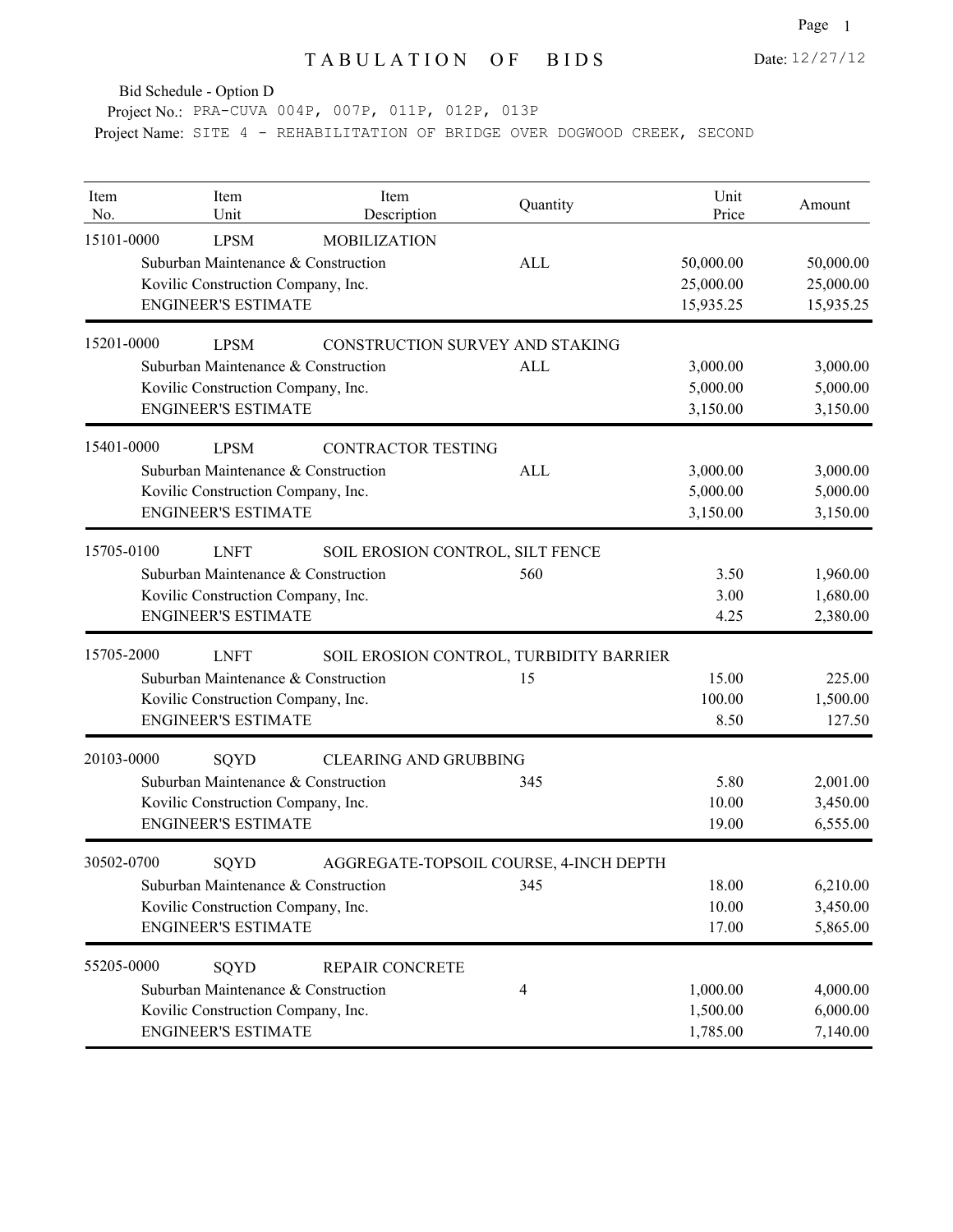# TABULATION OF BIDS

Date: 12/27/12

Bid Schedule - Option D

Project No.: PRA-CUVA 004P, 007P, 011P, 012P, 013P

Project Name: SITE 4 - REHABILITATION OF BRIDGE OVER DOGWOOD CREEK, SECOND

| Item No. | Item Unit | Item Description | Quantity | Unit Price | Amount |
|---|---|---|---|---|---|
| 15101-0000 | LPSM | MOBILIZATION | | | |
| | Suburban Maintenance & Construction | | ALL | 50,000.00 | 50,000.00 |
| | Kovilic Construction Company, Inc. | | | 25,000.00 | 25,000.00 |
| | ENGINEER'S ESTIMATE | | | 15,935.25 | 15,935.25 |
| 15201-0000 | LPSM | CONSTRUCTION SURVEY AND STAKING | | | |
| | Suburban Maintenance & Construction | | ALL | 3,000.00 | 3,000.00 |
| | Kovilic Construction Company, Inc. | | | 5,000.00 | 5,000.00 |
| | ENGINEER'S ESTIMATE | | | 3,150.00 | 3,150.00 |
| 15401-0000 | LPSM | CONTRACTOR TESTING | | | |
| | Suburban Maintenance & Construction | | ALL | 3,000.00 | 3,000.00 |
| | Kovilic Construction Company, Inc. | | | 5,000.00 | 5,000.00 |
| | ENGINEER'S ESTIMATE | | | 3,150.00 | 3,150.00 |
| 15705-0100 | LNFT | SOIL EROSION CONTROL, SILT FENCE | | | |
| | Suburban Maintenance & Construction | | 560 | 3.50 | 1,960.00 |
| | Kovilic Construction Company, Inc. | | | 3.00 | 1,680.00 |
| | ENGINEER'S ESTIMATE | | | 4.25 | 2,380.00 |
| 15705-2000 | LNFT | SOIL EROSION CONTROL, TURBIDITY BARRIER | | | |
| | Suburban Maintenance & Construction | | 15 | 15.00 | 225.00 |
| | Kovilic Construction Company, Inc. | | | 100.00 | 1,500.00 |
| | ENGINEER'S ESTIMATE | | | 8.50 | 127.50 |
| 20103-0000 | SQYD | CLEARING AND GRUBBING | | | |
| | Suburban Maintenance & Construction | | 345 | 5.80 | 2,001.00 |
| | Kovilic Construction Company, Inc. | | | 10.00 | 3,450.00 |
| | ENGINEER'S ESTIMATE | | | 19.00 | 6,555.00 |
| 30502-0700 | SQYD | AGGREGATE-TOPSOIL COURSE, 4-INCH DEPTH | | | |
| | Suburban Maintenance & Construction | | 345 | 18.00 | 6,210.00 |
| | Kovilic Construction Company, Inc. | | | 10.00 | 3,450.00 |
| | ENGINEER'S ESTIMATE | | | 17.00 | 5,865.00 |
| 55205-0000 | SQYD | REPAIR CONCRETE | | | |
| | Suburban Maintenance & Construction | | 4 | 1,000.00 | 4,000.00 |
| | Kovilic Construction Company, Inc. | | | 1,500.00 | 6,000.00 |
| | ENGINEER'S ESTIMATE | | | 1,785.00 | 7,140.00 |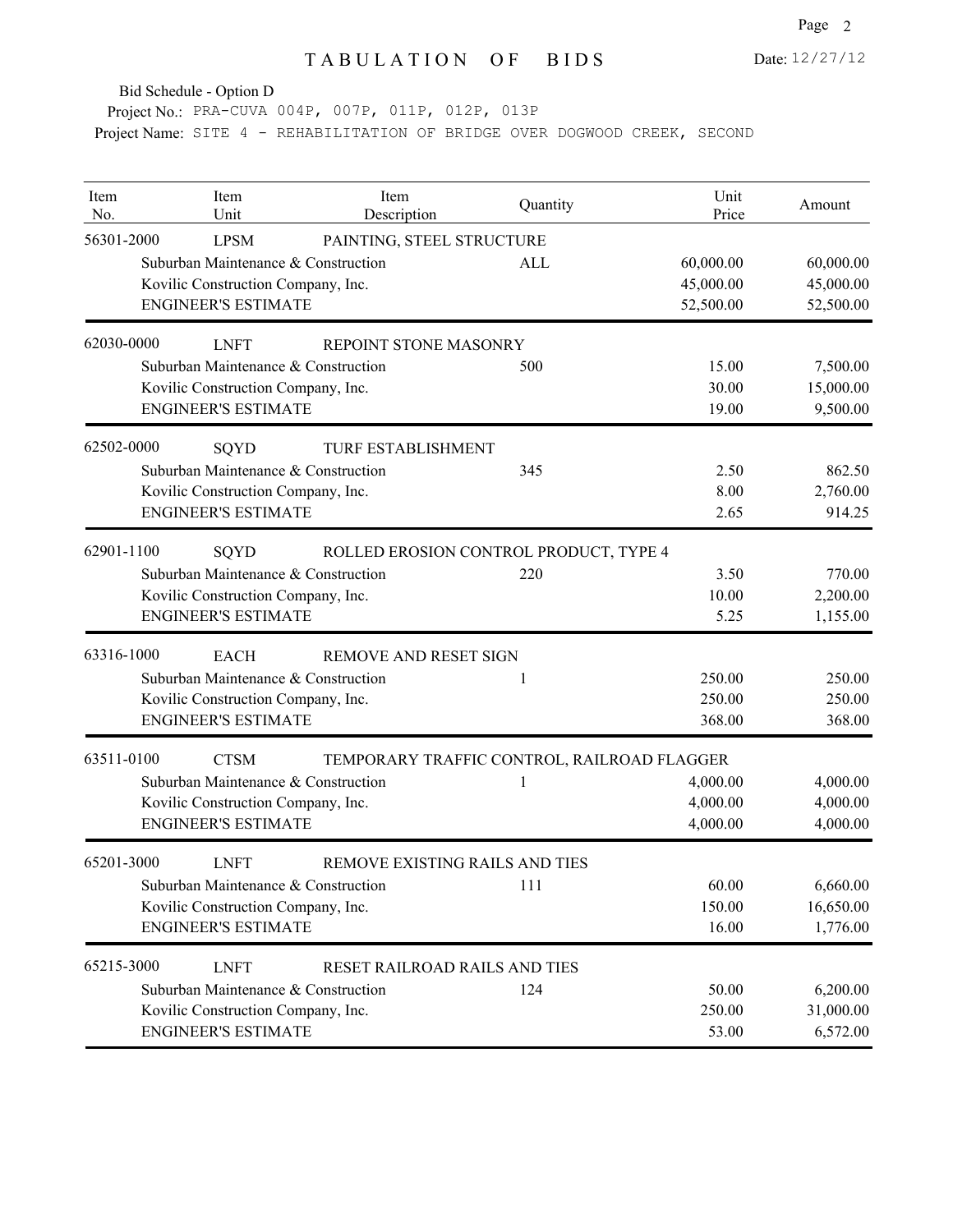# TABULATION OF BIDS

Date: 12/27/12

Bid Schedule - Option D

Project No.: PRA-CUVA 004P, 007P, 011P, 012P, 013P

Project Name: SITE 4 - REHABILITATION OF BRIDGE OVER DOGWOOD CREEK, SECOND

| Item No. | Item Unit | Item Description | Quantity | Unit Price | Amount |
|---|---|---|---|---|---|
| 56301-2000 | LPSM | PAINTING, STEEL STRUCTURE | | | |
| | Suburban Maintenance & Construction | | ALL | 60,000.00 | 60,000.00 |
| | Kovilic Construction Company, Inc. | | | 45,000.00 | 45,000.00 |
| | ENGINEER'S ESTIMATE | | | 52,500.00 | 52,500.00 |
| 62030-0000 | LNFT | REPOINT STONE MASONRY | | | |
| | Suburban Maintenance & Construction | | 500 | 15.00 | 7,500.00 |
| | Kovilic Construction Company, Inc. | | | 30.00 | 15,000.00 |
| | ENGINEER'S ESTIMATE | | | 19.00 | 9,500.00 |
| 62502-0000 | SQYD | TURF ESTABLISHMENT | | | |
| | Suburban Maintenance & Construction | | 345 | 2.50 | 862.50 |
| | Kovilic Construction Company, Inc. | | | 8.00 | 2,760.00 |
| | ENGINEER'S ESTIMATE | | | 2.65 | 914.25 |
| 62901-1100 | SQYD | ROLLED EROSION CONTROL PRODUCT, TYPE 4 | | | |
| | Suburban Maintenance & Construction | | 220 | 3.50 | 770.00 |
| | Kovilic Construction Company, Inc. | | | 10.00 | 2,200.00 |
| | ENGINEER'S ESTIMATE | | | 5.25 | 1,155.00 |
| 63316-1000 | EACH | REMOVE AND RESET SIGN | | | |
| | Suburban Maintenance & Construction | | 1 | 250.00 | 250.00 |
| | Kovilic Construction Company, Inc. | | | 250.00 | 250.00 |
| | ENGINEER'S ESTIMATE | | | 368.00 | 368.00 |
| 63511-0100 | CTSM | TEMPORARY TRAFFIC CONTROL, RAILROAD FLAGGER | | | |
| | Suburban Maintenance & Construction | | 1 | 4,000.00 | 4,000.00 |
| | Kovilic Construction Company, Inc. | | | 4,000.00 | 4,000.00 |
| | ENGINEER'S ESTIMATE | | | 4,000.00 | 4,000.00 |
| 65201-3000 | LNFT | REMOVE EXISTING RAILS AND TIES | | | |
| | Suburban Maintenance & Construction | | 111 | 60.00 | 6,660.00 |
| | Kovilic Construction Company, Inc. | | | 150.00 | 16,650.00 |
| | ENGINEER'S ESTIMATE | | | 16.00 | 1,776.00 |
| 65215-3000 | LNFT | RESET RAILROAD RAILS AND TIES | | | |
| | Suburban Maintenance & Construction | | 124 | 50.00 | 6,200.00 |
| | Kovilic Construction Company, Inc. | | | 250.00 | 31,000.00 |
| | ENGINEER'S ESTIMATE | | | 53.00 | 6,572.00 |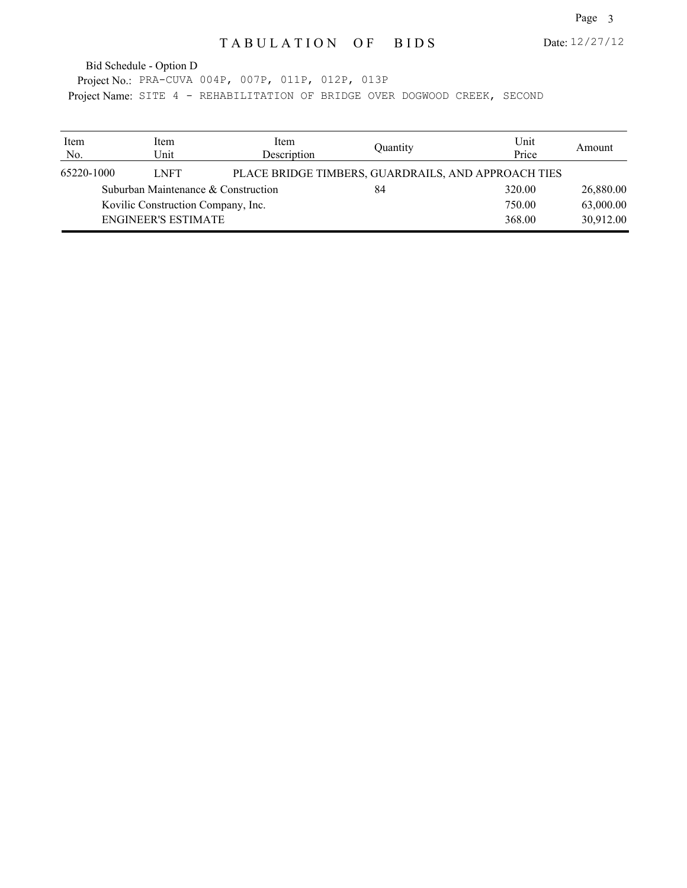# TABULATION OF BIDS

Date: 12/27/12

Bid Schedule - Option D

Project No.: PRA-CUVA 004P, 007P, 011P, 012P, 013P

Project Name: SITE 4 - REHABILITATION OF BRIDGE OVER DOGWOOD CREEK, SECOND

| Item No. | Item Unit | Item Description | Quantity | Unit Price | Amount |
|---|---|---|---|---|---|
| 65220-1000 | LNFT | PLACE BRIDGE TIMBERS, GUARDRAILS, AND APPROACH TIES | | | |
| | Suburban Maintenance & Construction | | 84 | 320.00 | 26,880.00 |
| | Kovilic Construction Company, Inc. | | | 750.00 | 63,000.00 |
| | ENGINEER'S ESTIMATE | | | 368.00 | 30,912.00 |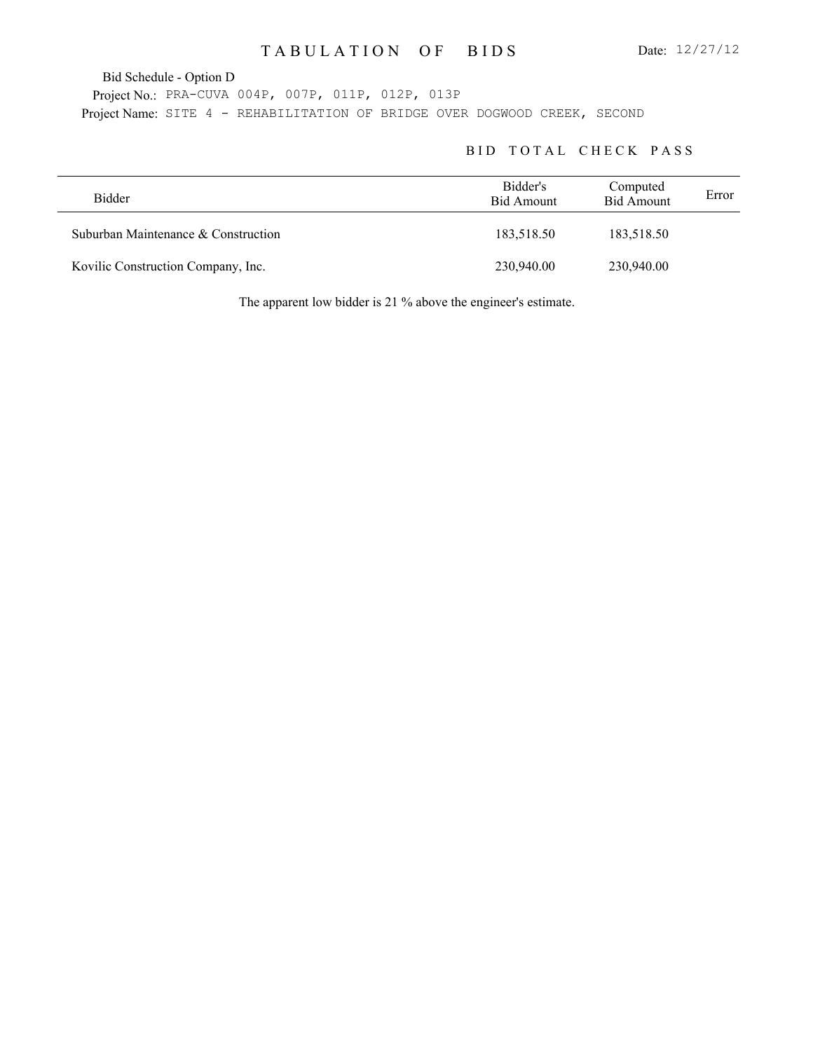# TABULATION OF BIDS

Date: 12/27/12

Bid Schedule - Option D

Project No.: PRA-CUVA 004P, 007P, 011P, 012P, 013P

Project Name: SITE 4 - REHABILITATION OF BRIDGE OVER DOGWOOD CREEK, SECOND

## BID TOTAL CHECK PASS

| Bidder | Bidder's Bid Amount | Computed Bid Amount | Error |
|---|---|---|---|
| Suburban Maintenance & Construction | 183,518.50 | 183,518.50 | |
| Kovilic Construction Company, Inc. | 230,940.00 | 230,940.00 | |

The apparent low bidder is 21 % above the engineer's estimate.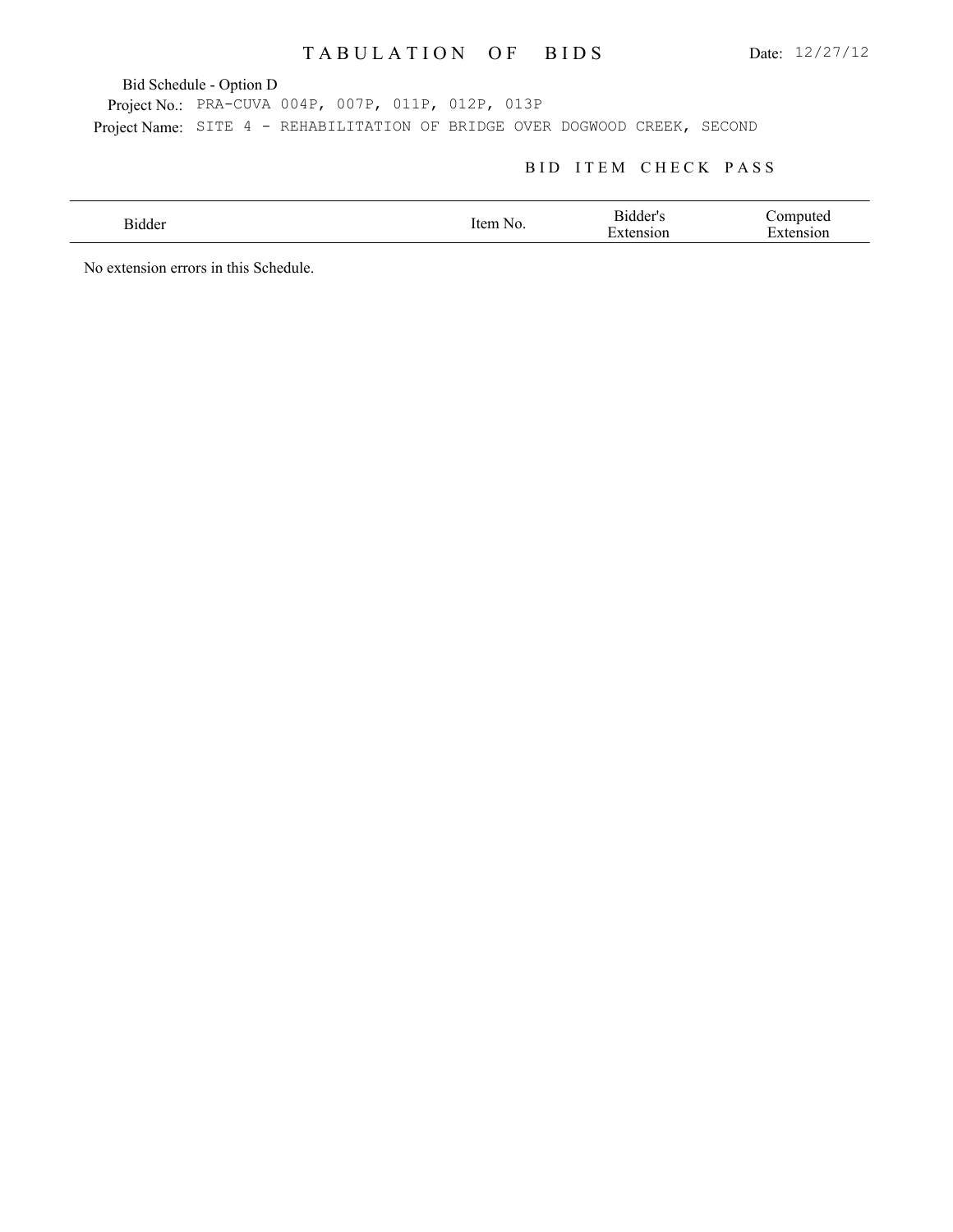# TABULATION OF BIDS

Date: 12/27/12

Bid Schedule - Option D

Project No.: PRA-CUVA 004P, 007P, 011P, 012P, 013P

Project Name: SITE 4 - REHABILITATION OF BRIDGE OVER DOGWOOD CREEK, SECOND

## BID ITEM CHECK PASS

| Bidder | Item No. | Bidder's Extension | Computed Extension |
|---|---|---|---|

No extension errors in this Schedule.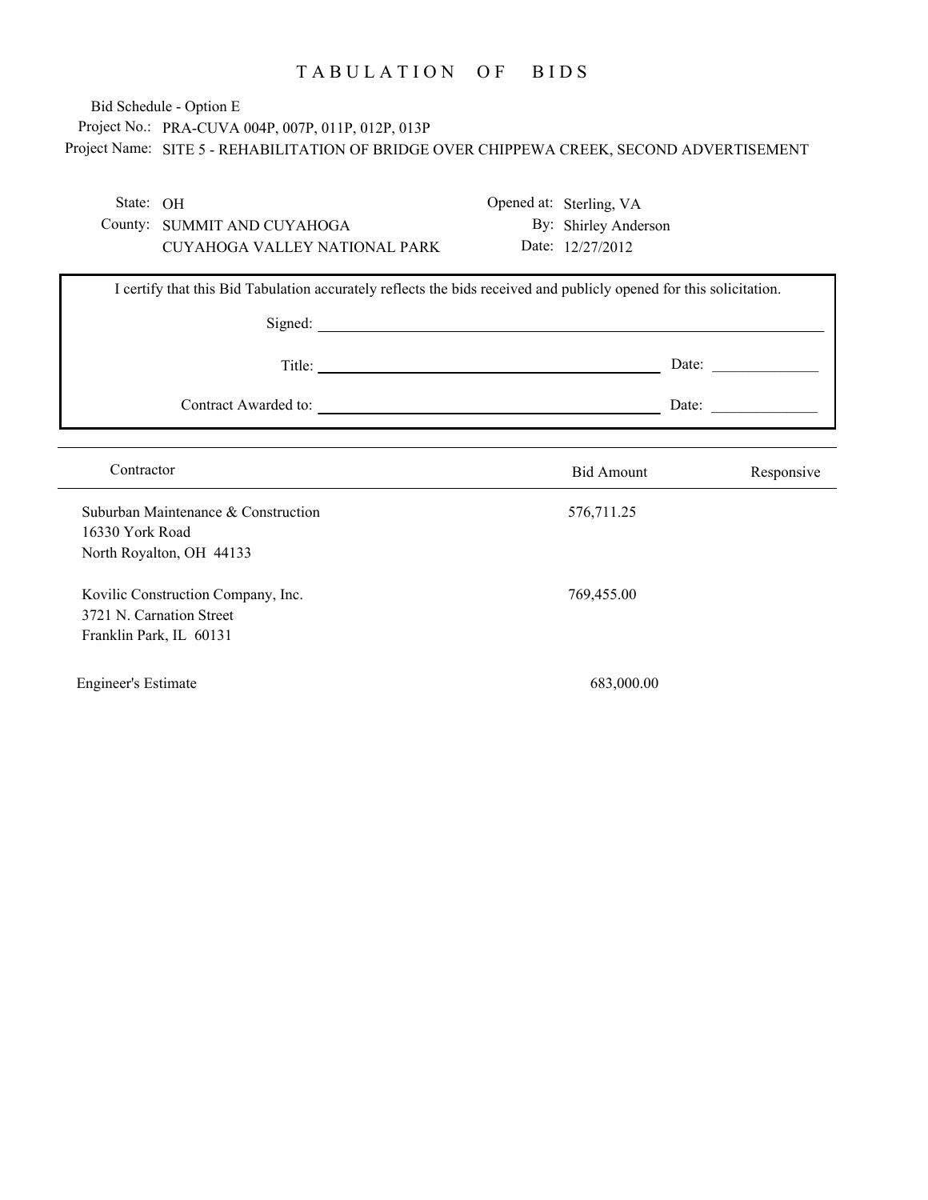# TABULATION OF BIDS

Bid Schedule - Option E

Project No.: PRA-CUVA 004P, 007P, 011P, 012P, 013P

Project Name: SITE 5 - REHABILITATION OF BRIDGE OVER CHIPPEWA CREEK, SECOND ADVERTISEMENT

State: OH

County: SUMMIT AND CUYAHOGA

CUYAHOGA VALLEY NATIONAL PARK

Opened at: Sterling, VA

By: Shirley Anderson

Date: 12/27/2012

I certify that this Bid Tabulation accurately reflects the bids received and publicly opened for this solicitation.

Signed: ______________________________

Title: ______________________________ Date: ____________

Contract Awarded to: ______________________________ Date: ____________

| Contractor | Bid Amount | Responsive |
|---|---|---|
| Suburban Maintenance & Construction<br>16330 York Road<br>North Royalton, OH 44133 | 576,711.25 | |
| Kovilic Construction Company, Inc.<br>3721 N. Carnation Street<br>Franklin Park, IL 60131 | 769,455.00 | |
| Engineer's Estimate | 683,000.00 | |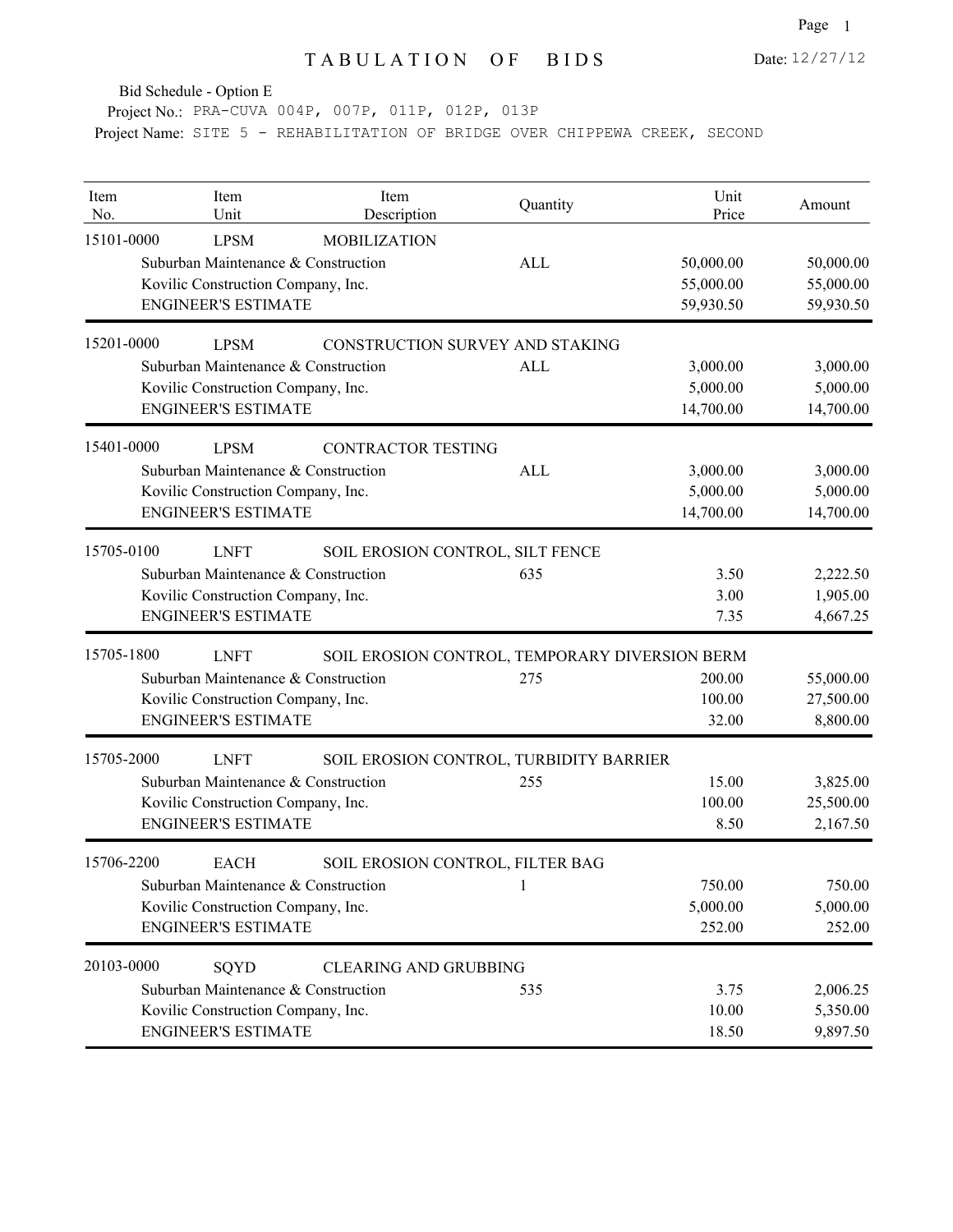# TABULATION OF BIDS

Date: 12/27/12

Bid Schedule - Option E

Project No.: PRA-CUVA 004P, 007P, 011P, 012P, 013P

Project Name: SITE 5 - REHABILITATION OF BRIDGE OVER CHIPPEWA CREEK, SECOND

| Item No. | Item Unit | Item Description | Quantity | Unit Price | Amount |
|---|---|---|---|---|---|
| 15101-0000 | LPSM | MOBILIZATION | | | |
| | Suburban Maintenance & Construction | | ALL | 50,000.00 | 50,000.00 |
| | Kovilic Construction Company, Inc. | | | 55,000.00 | 55,000.00 |
| | ENGINEER'S ESTIMATE | | | 59,930.50 | 59,930.50 |
| 15201-0000 | LPSM | CONSTRUCTION SURVEY AND STAKING | | | |
| | Suburban Maintenance & Construction | | ALL | 3,000.00 | 3,000.00 |
| | Kovilic Construction Company, Inc. | | | 5,000.00 | 5,000.00 |
| | ENGINEER'S ESTIMATE | | | 14,700.00 | 14,700.00 |
| 15401-0000 | LPSM | CONTRACTOR TESTING | | | |
| | Suburban Maintenance & Construction | | ALL | 3,000.00 | 3,000.00 |
| | Kovilic Construction Company, Inc. | | | 5,000.00 | 5,000.00 |
| | ENGINEER'S ESTIMATE | | | 14,700.00 | 14,700.00 |
| 15705-0100 | LNFT | SOIL EROSION CONTROL, SILT FENCE | | | |
| | Suburban Maintenance & Construction | | 635 | 3.50 | 2,222.50 |
| | Kovilic Construction Company, Inc. | | | 3.00 | 1,905.00 |
| | ENGINEER'S ESTIMATE | | | 7.35 | 4,667.25 |
| 15705-1800 | LNFT | SOIL EROSION CONTROL, TEMPORARY DIVERSION BERM | | | |
| | Suburban Maintenance & Construction | | 275 | 200.00 | 55,000.00 |
| | Kovilic Construction Company, Inc. | | | 100.00 | 27,500.00 |
| | ENGINEER'S ESTIMATE | | | 32.00 | 8,800.00 |
| 15705-2000 | LNFT | SOIL EROSION CONTROL, TURBIDITY BARRIER | | | |
| | Suburban Maintenance & Construction | | 255 | 15.00 | 3,825.00 |
| | Kovilic Construction Company, Inc. | | | 100.00 | 25,500.00 |
| | ENGINEER'S ESTIMATE | | | 8.50 | 2,167.50 |
| 15706-2200 | EACH | SOIL EROSION CONTROL, FILTER BAG | | | |
| | Suburban Maintenance & Construction | | 1 | 750.00 | 750.00 |
| | Kovilic Construction Company, Inc. | | | 5,000.00 | 5,000.00 |
| | ENGINEER'S ESTIMATE | | | 252.00 | 252.00 |
| 20103-0000 | SQYD | CLEARING AND GRUBBING | | | |
| | Suburban Maintenance & Construction | | 535 | 3.75 | 2,006.25 |
| | Kovilic Construction Company, Inc. | | | 10.00 | 5,350.00 |
| | ENGINEER'S ESTIMATE | | | 18.50 | 9,897.50 |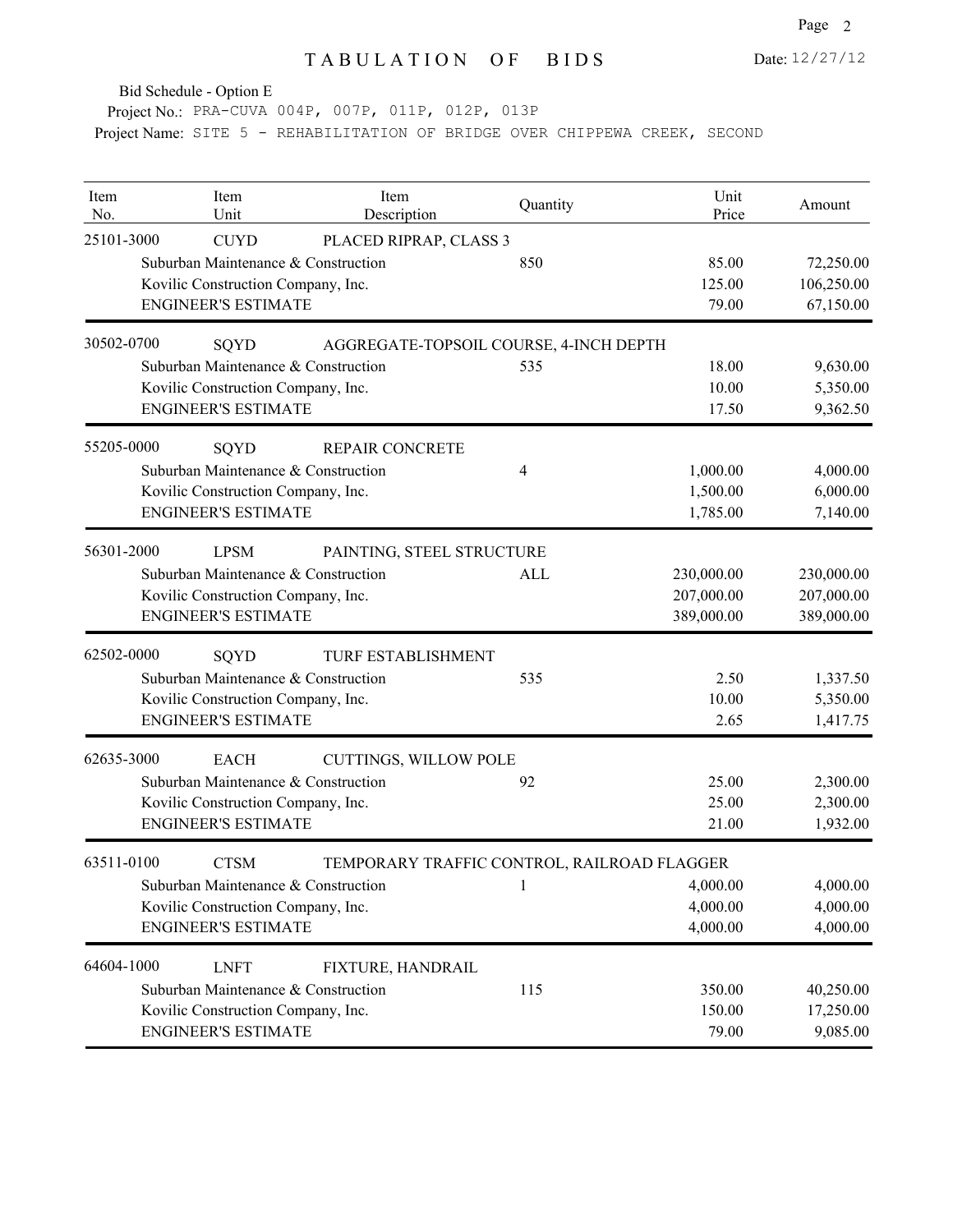# TABULATION OF BIDS

Date: 12/27/12

Bid Schedule - Option E

Project No.: PRA-CUVA 004P, 007P, 011P, 012P, 013P

Project Name: SITE 5 - REHABILITATION OF BRIDGE OVER CHIPPEWA CREEK, SECOND

| Item No. | Item Unit | Item Description | Quantity | Unit Price | Amount |
|---|---|---|---|---|---|
| 25101-3000 | CUYD | PLACED RIPRAP, CLASS 3 | | | |
| | Suburban Maintenance & Construction | | 850 | 85.00 | 72,250.00 |
| | Kovilic Construction Company, Inc. | | | 125.00 | 106,250.00 |
| | ENGINEER'S ESTIMATE | | | 79.00 | 67,150.00 |
| 30502-0700 | SQYD | AGGREGATE-TOPSOIL COURSE, 4-INCH DEPTH | | | |
| | Suburban Maintenance & Construction | | 535 | 18.00 | 9,630.00 |
| | Kovilic Construction Company, Inc. | | | 10.00 | 5,350.00 |
| | ENGINEER'S ESTIMATE | | | 17.50 | 9,362.50 |
| 55205-0000 | SQYD | REPAIR CONCRETE | | | |
| | Suburban Maintenance & Construction | | 4 | 1,000.00 | 4,000.00 |
| | Kovilic Construction Company, Inc. | | | 1,500.00 | 6,000.00 |
| | ENGINEER'S ESTIMATE | | | 1,785.00 | 7,140.00 |
| 56301-2000 | LPSM | PAINTING, STEEL STRUCTURE | | | |
| | Suburban Maintenance & Construction | | ALL | 230,000.00 | 230,000.00 |
| | Kovilic Construction Company, Inc. | | | 207,000.00 | 207,000.00 |
| | ENGINEER'S ESTIMATE | | | 389,000.00 | 389,000.00 |
| 62502-0000 | SQYD | TURF ESTABLISHMENT | | | |
| | Suburban Maintenance & Construction | | 535 | 2.50 | 1,337.50 |
| | Kovilic Construction Company, Inc. | | | 10.00 | 5,350.00 |
| | ENGINEER'S ESTIMATE | | | 2.65 | 1,417.75 |
| 62635-3000 | EACH | CUTTINGS, WILLOW POLE | | | |
| | Suburban Maintenance & Construction | | 92 | 25.00 | 2,300.00 |
| | Kovilic Construction Company, Inc. | | | 25.00 | 2,300.00 |
| | ENGINEER'S ESTIMATE | | | 21.00 | 1,932.00 |
| 63511-0100 | CTSM | TEMPORARY TRAFFIC CONTROL, RAILROAD FLAGGER | | | |
| | Suburban Maintenance & Construction | | 1 | 4,000.00 | 4,000.00 |
| | Kovilic Construction Company, Inc. | | | 4,000.00 | 4,000.00 |
| | ENGINEER'S ESTIMATE | | | 4,000.00 | 4,000.00 |
| 64604-1000 | LNFT | FIXTURE, HANDRAIL | | | |
| | Suburban Maintenance & Construction | | 115 | 350.00 | 40,250.00 |
| | Kovilic Construction Company, Inc. | | | 150.00 | 17,250.00 |
| | ENGINEER'S ESTIMATE | | | 79.00 | 9,085.00 |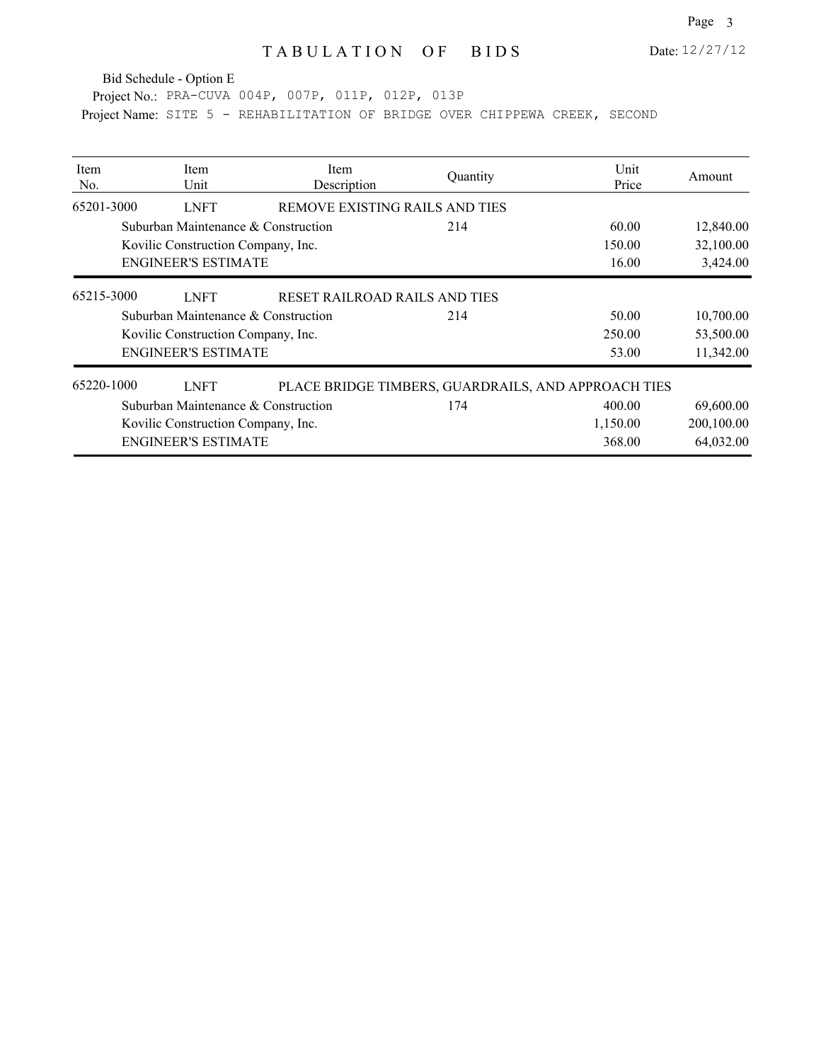# TABULATION OF BIDS

Date: 12/27/12

Bid Schedule - Option E

Project No.: PRA-CUVA 004P, 007P, 011P, 012P, 013P

Project Name: SITE 5 - REHABILITATION OF BRIDGE OVER CHIPPEWA CREEK, SECOND

| Item No. | Item Unit | Item Description | Quantity | Unit Price | Amount |
|---|---|---|---|---|---|
| 65201-3000 | LNFT | REMOVE EXISTING RAILS AND TIES | | | |
| | Suburban Maintenance & Construction | | 214 | 60.00 | 12,840.00 |
| | Kovilic Construction Company, Inc. | | | 150.00 | 32,100.00 |
| | ENGINEER'S ESTIMATE | | | 16.00 | 3,424.00 |
| 65215-3000 | LNFT | RESET RAILROAD RAILS AND TIES | | | |
| | Suburban Maintenance & Construction | | 214 | 50.00 | 10,700.00 |
| | Kovilic Construction Company, Inc. | | | 250.00 | 53,500.00 |
| | ENGINEER'S ESTIMATE | | | 53.00 | 11,342.00 |
| 65220-1000 | LNFT | PLACE BRIDGE TIMBERS, GUARDRAILS, AND APPROACH TIES | | | |
| | Suburban Maintenance & Construction | | 174 | 400.00 | 69,600.00 |
| | Kovilic Construction Company, Inc. | | | 1,150.00 | 200,100.00 |
| | ENGINEER'S ESTIMATE | | | 368.00 | 64,032.00 |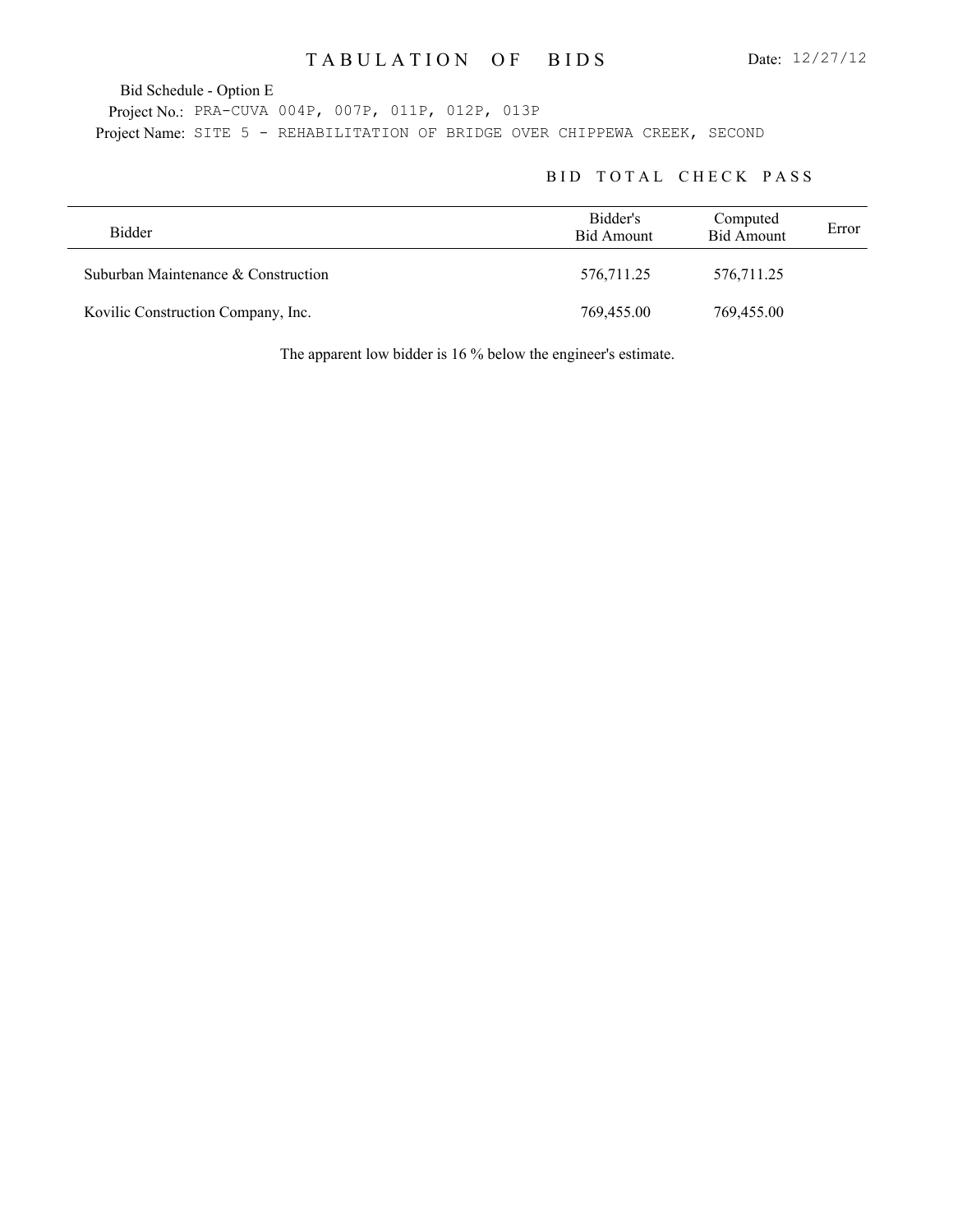# T A B U L A T I O N  O F  B I D S

Date: 12/27/12

Bid Schedule - Option E

Project No.: PRA-CUVA 004P, 007P, 011P, 012P, 013P

Project Name: SITE 5 - REHABILITATION OF BRIDGE OVER CHIPPEWA CREEK, SECOND

## B I D  T O T A L  C H E C K  P A S S

| Bidder | Bidder's Bid Amount | Computed Bid Amount | Error |
|---|---|---|---|
| Suburban Maintenance & Construction | 576,711.25 | 576,711.25 | |
| Kovilic Construction Company, Inc. | 769,455.00 | 769,455.00 | |

The apparent low bidder is 16 % below the engineer's estimate.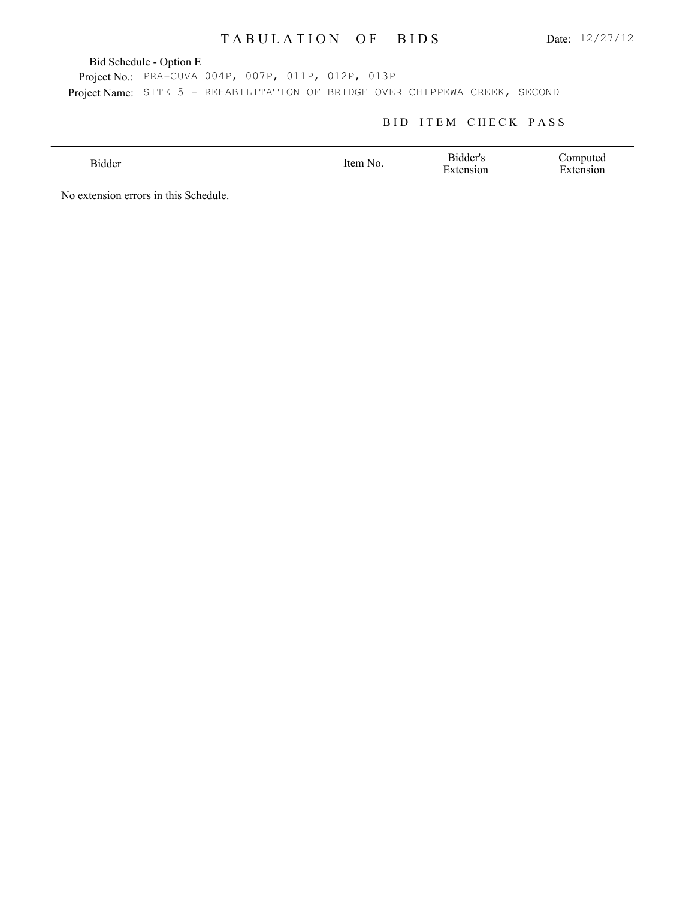# TABULATION OF BIDS

Date: 12/27/12

Bid Schedule - Option E

Project No.: PRA-CUVA 004P, 007P, 011P, 012P, 013P

Project Name: SITE 5 - REHABILITATION OF BRIDGE OVER CHIPPEWA CREEK, SECOND

## BID ITEM CHECK PASS

| Bidder | Item No. | Bidder's Extension | Computed Extension |
| --- | --- | --- | --- |

No extension errors in this Schedule.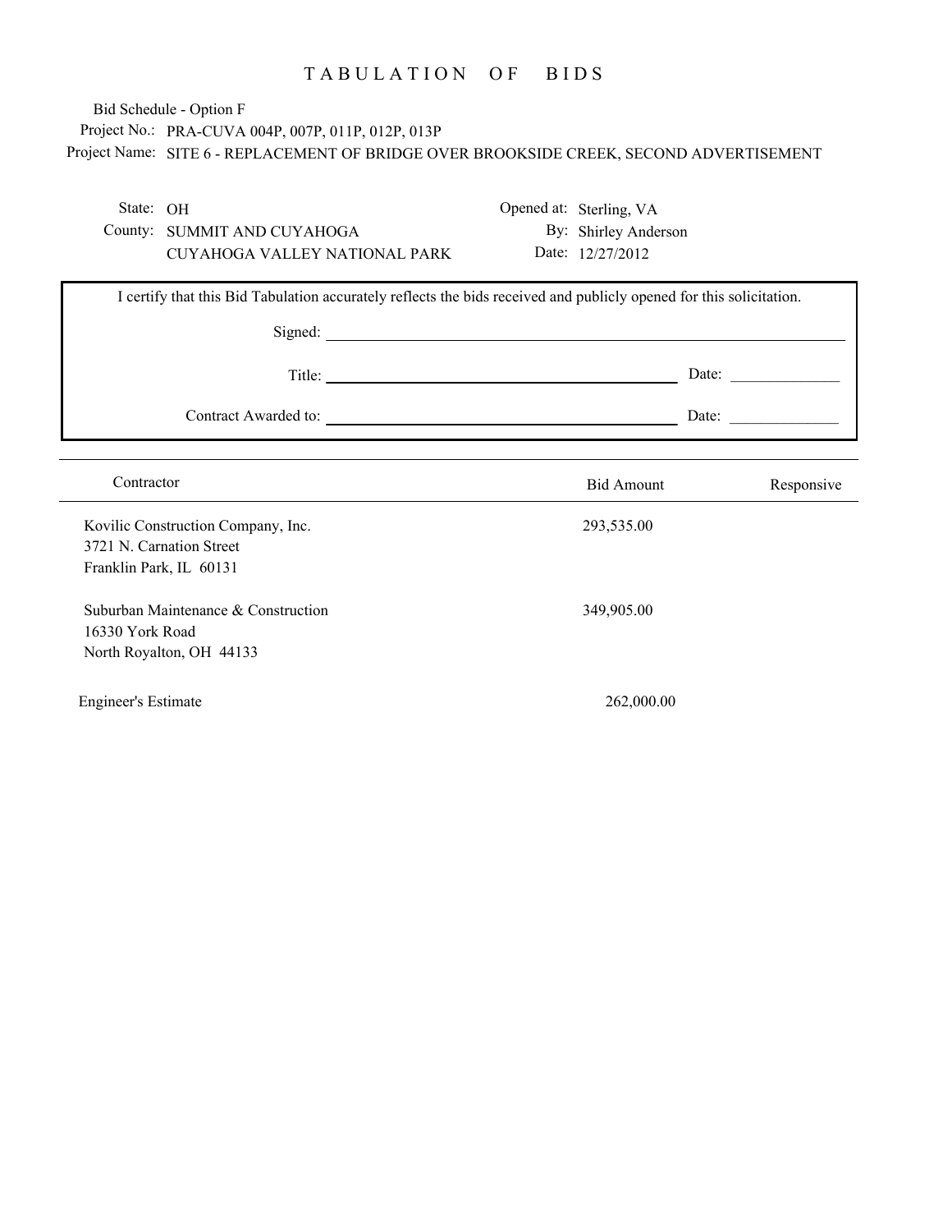# TABULATION OF BIDS

Bid Schedule - Option F

Project No.: PRA-CUVA 004P, 007P, 011P, 012P, 013P

Project Name: SITE 6 - REPLACEMENT OF BRIDGE OVER BROOKSIDE CREEK, SECOND ADVERTISEMENT

State: OH

County: SUMMIT AND CUYAHOGA

CUYAHOGA VALLEY NATIONAL PARK

Opened at: Sterling, VA

By: Shirley Anderson

Date: 12/27/2012

I certify that this Bid Tabulation accurately reflects the bids received and publicly opened for this solicitation.

Signed: ______________________________

Title: ______________________________ Date: ______________

Contract Awarded to: ______________________________ Date: ______________

| Contractor | Bid Amount | Responsive |
|---|---|---|
| Kovilic Construction Company, Inc.<br>3721 N. Carnation Street<br>Franklin Park, IL 60131 | 293,535.00 | |
| Suburban Maintenance & Construction<br>16330 York Road<br>North Royalton, OH 44133 | 349,905.00 | |
| Engineer's Estimate | 262,000.00 | |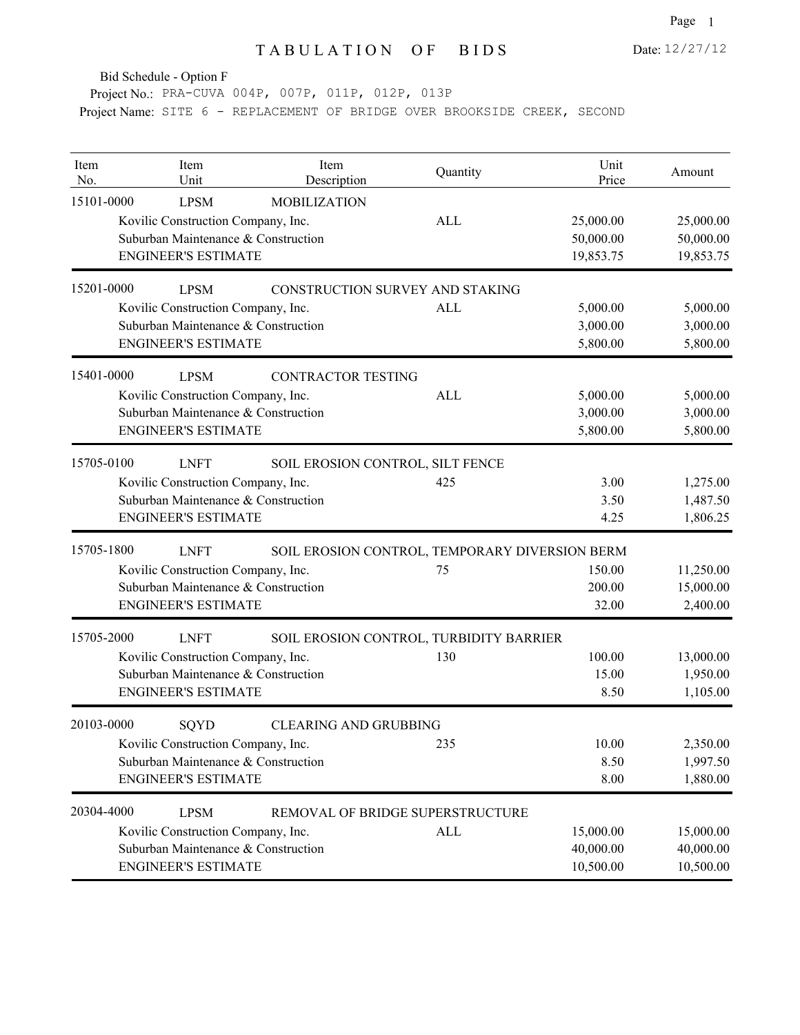# TABULATION OF BIDS

Date: 12/27/12

Bid Schedule - Option F

Project No.: PRA-CUVA 004P, 007P, 011P, 012P, 013P

Project Name: SITE 6 - REPLACEMENT OF BRIDGE OVER BROOKSIDE CREEK, SECOND

| Item No. | Item Unit | Item Description | Quantity | Unit Price | Amount |
|---|---|---|---|---|---|
| 15101-0000 | LPSM | MOBILIZATION | | | |
| | Kovilic Construction Company, Inc. | | ALL | 25,000.00 | 25,000.00 |
| | Suburban Maintenance & Construction | | | 50,000.00 | 50,000.00 |
| | ENGINEER'S ESTIMATE | | | 19,853.75 | 19,853.75 |
| 15201-0000 | LPSM | CONSTRUCTION SURVEY AND STAKING | | | |
| | Kovilic Construction Company, Inc. | | ALL | 5,000.00 | 5,000.00 |
| | Suburban Maintenance & Construction | | | 3,000.00 | 3,000.00 |
| | ENGINEER'S ESTIMATE | | | 5,800.00 | 5,800.00 |
| 15401-0000 | LPSM | CONTRACTOR TESTING | | | |
| | Kovilic Construction Company, Inc. | | ALL | 5,000.00 | 5,000.00 |
| | Suburban Maintenance & Construction | | | 3,000.00 | 3,000.00 |
| | ENGINEER'S ESTIMATE | | | 5,800.00 | 5,800.00 |
| 15705-0100 | LNFT | SOIL EROSION CONTROL, SILT FENCE | | | |
| | Kovilic Construction Company, Inc. | | 425 | 3.00 | 1,275.00 |
| | Suburban Maintenance & Construction | | | 3.50 | 1,487.50 |
| | ENGINEER'S ESTIMATE | | | 4.25 | 1,806.25 |
| 15705-1800 | LNFT | SOIL EROSION CONTROL, TEMPORARY DIVERSION BERM | | | |
| | Kovilic Construction Company, Inc. | | 75 | 150.00 | 11,250.00 |
| | Suburban Maintenance & Construction | | | 200.00 | 15,000.00 |
| | ENGINEER'S ESTIMATE | | | 32.00 | 2,400.00 |
| 15705-2000 | LNFT | SOIL EROSION CONTROL, TURBIDITY BARRIER | | | |
| | Kovilic Construction Company, Inc. | | 130 | 100.00 | 13,000.00 |
| | Suburban Maintenance & Construction | | | 15.00 | 1,950.00 |
| | ENGINEER'S ESTIMATE | | | 8.50 | 1,105.00 |
| 20103-0000 | SQYD | CLEARING AND GRUBBING | | | |
| | Kovilic Construction Company, Inc. | | 235 | 10.00 | 2,350.00 |
| | Suburban Maintenance & Construction | | | 8.50 | 1,997.50 |
| | ENGINEER'S ESTIMATE | | | 8.00 | 1,880.00 |
| 20304-4000 | LPSM | REMOVAL OF BRIDGE SUPERSTRUCTURE | | | |
| | Kovilic Construction Company, Inc. | | ALL | 15,000.00 | 15,000.00 |
| | Suburban Maintenance & Construction | | | 40,000.00 | 40,000.00 |
| | ENGINEER'S ESTIMATE | | | 10,500.00 | 10,500.00 |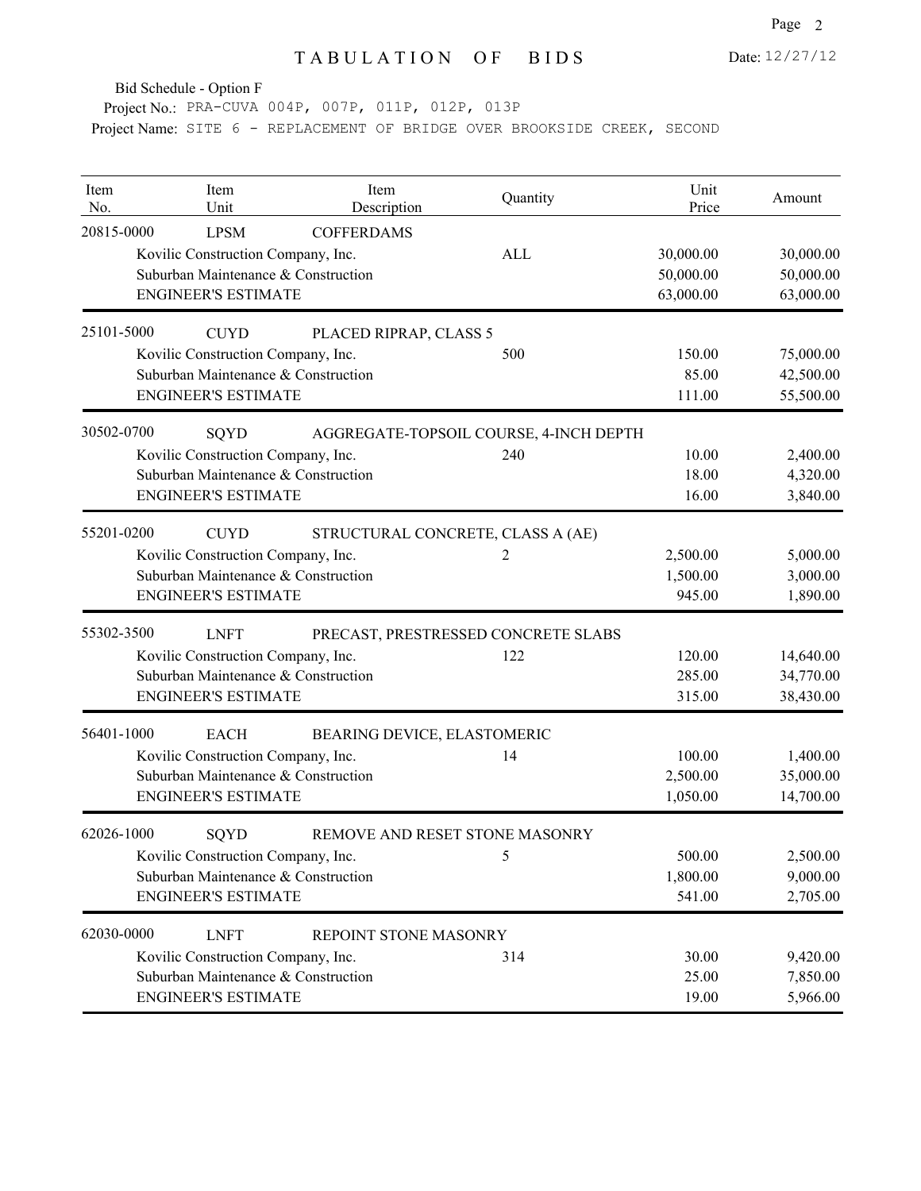# TABULATION OF BIDS

Date: 12/27/12

Bid Schedule - Option F

Project No.: PRA-CUVA 004P, 007P, 011P, 012P, 013P

Project Name: SITE 6 - REPLACEMENT OF BRIDGE OVER BROOKSIDE CREEK, SECOND

| Item No. | Item Unit | Item Description | Quantity | Unit Price | Amount |
|---|---|---|---|---|---|
| 20815-0000 | LPSM | COFFERDAMS | | | |
| | Kovilic Construction Company, Inc. | | ALL | 30,000.00 | 30,000.00 |
| | Suburban Maintenance & Construction | | | 50,000.00 | 50,000.00 |
| | ENGINEER'S ESTIMATE | | | 63,000.00 | 63,000.00 |
| 25101-5000 | CUYD | PLACED RIPRAP, CLASS 5 | | | |
| | Kovilic Construction Company, Inc. | | 500 | 150.00 | 75,000.00 |
| | Suburban Maintenance & Construction | | | 85.00 | 42,500.00 |
| | ENGINEER'S ESTIMATE | | | 111.00 | 55,500.00 |
| 30502-0700 | SQYD | AGGREGATE-TOPSOIL COURSE, 4-INCH DEPTH | | | |
| | Kovilic Construction Company, Inc. | | 240 | 10.00 | 2,400.00 |
| | Suburban Maintenance & Construction | | | 18.00 | 4,320.00 |
| | ENGINEER'S ESTIMATE | | | 16.00 | 3,840.00 |
| 55201-0200 | CUYD | STRUCTURAL CONCRETE, CLASS A (AE) | | | |
| | Kovilic Construction Company, Inc. | | 2 | 2,500.00 | 5,000.00 |
| | Suburban Maintenance & Construction | | | 1,500.00 | 3,000.00 |
| | ENGINEER'S ESTIMATE | | | 945.00 | 1,890.00 |
| 55302-3500 | LNFT | PRECAST, PRESTRESSED CONCRETE SLABS | | | |
| | Kovilic Construction Company, Inc. | | 122 | 120.00 | 14,640.00 |
| | Suburban Maintenance & Construction | | | 285.00 | 34,770.00 |
| | ENGINEER'S ESTIMATE | | | 315.00 | 38,430.00 |
| 56401-1000 | EACH | BEARING DEVICE, ELASTOMERIC | | | |
| | Kovilic Construction Company, Inc. | | 14 | 100.00 | 1,400.00 |
| | Suburban Maintenance & Construction | | | 2,500.00 | 35,000.00 |
| | ENGINEER'S ESTIMATE | | | 1,050.00 | 14,700.00 |
| 62026-1000 | SQYD | REMOVE AND RESET STONE MASONRY | | | |
| | Kovilic Construction Company, Inc. | | 5 | 500.00 | 2,500.00 |
| | Suburban Maintenance & Construction | | | 1,800.00 | 9,000.00 |
| | ENGINEER'S ESTIMATE | | | 541.00 | 2,705.00 |
| 62030-0000 | LNFT | REPOINT STONE MASONRY | | | |
| | Kovilic Construction Company, Inc. | | 314 | 30.00 | 9,420.00 |
| | Suburban Maintenance & Construction | | | 25.00 | 7,850.00 |
| | ENGINEER'S ESTIMATE | | | 19.00 | 5,966.00 |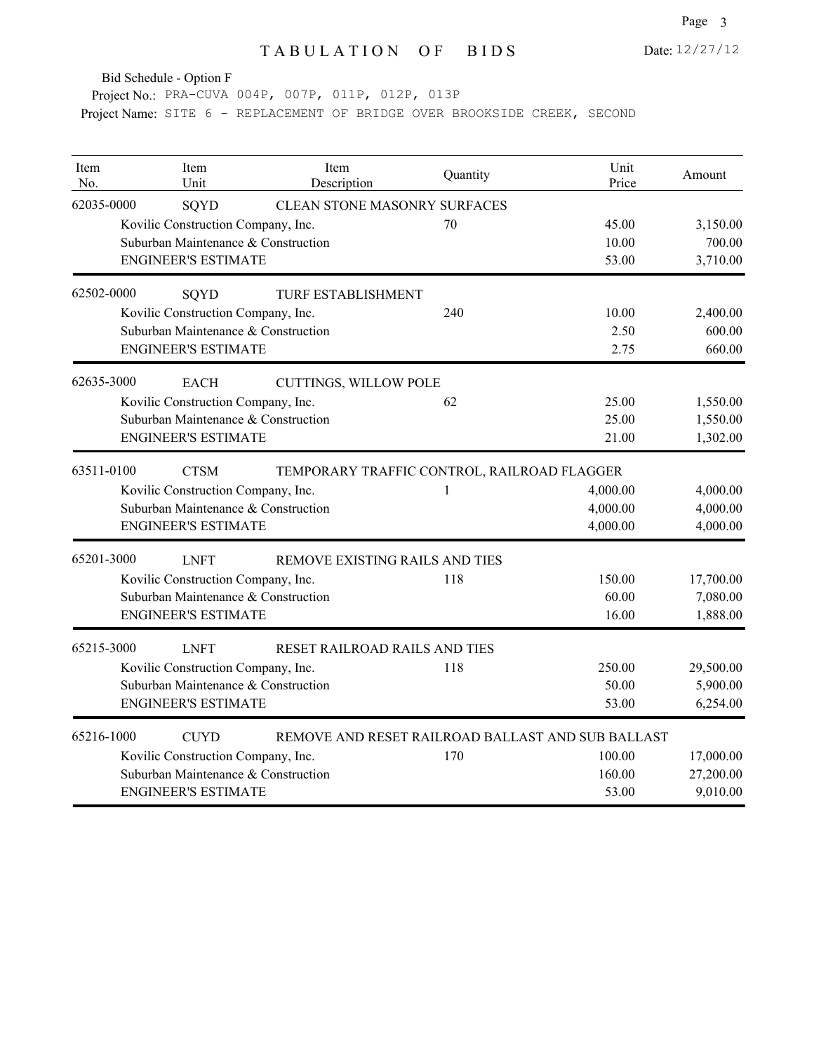# TABULATION OF BIDS

Date: 12/27/12

Bid Schedule - Option F

Project No.: PRA-CUVA 004P, 007P, 011P, 012P, 013P

Project Name: SITE 6 - REPLACEMENT OF BRIDGE OVER BROOKSIDE CREEK, SECOND

| Item No. | Item Unit | Item Description | Quantity | Unit Price | Amount |
|---|---|---|---|---|---|
| 62035-0000 | SQYD | CLEAN STONE MASONRY SURFACES | | | |
| | Kovilic Construction Company, Inc. | | 70 | 45.00 | 3,150.00 |
| | Suburban Maintenance & Construction | | | 10.00 | 700.00 |
| | ENGINEER'S ESTIMATE | | | 53.00 | 3,710.00 |
| 62502-0000 | SQYD | TURF ESTABLISHMENT | | | |
| | Kovilic Construction Company, Inc. | | 240 | 10.00 | 2,400.00 |
| | Suburban Maintenance & Construction | | | 2.50 | 600.00 |
| | ENGINEER'S ESTIMATE | | | 2.75 | 660.00 |
| 62635-3000 | EACH | CUTTINGS, WILLOW POLE | | | |
| | Kovilic Construction Company, Inc. | | 62 | 25.00 | 1,550.00 |
| | Suburban Maintenance & Construction | | | 25.00 | 1,550.00 |
| | ENGINEER'S ESTIMATE | | | 21.00 | 1,302.00 |
| 63511-0100 | CTSM | TEMPORARY TRAFFIC CONTROL, RAILROAD FLAGGER | | | |
| | Kovilic Construction Company, Inc. | | 1 | 4,000.00 | 4,000.00 |
| | Suburban Maintenance & Construction | | | 4,000.00 | 4,000.00 |
| | ENGINEER'S ESTIMATE | | | 4,000.00 | 4,000.00 |
| 65201-3000 | LNFT | REMOVE EXISTING RAILS AND TIES | | | |
| | Kovilic Construction Company, Inc. | | 118 | 150.00 | 17,700.00 |
| | Suburban Maintenance & Construction | | | 60.00 | 7,080.00 |
| | ENGINEER'S ESTIMATE | | | 16.00 | 1,888.00 |
| 65215-3000 | LNFT | RESET RAILROAD RAILS AND TIES | | | |
| | Kovilic Construction Company, Inc. | | 118 | 250.00 | 29,500.00 |
| | Suburban Maintenance & Construction | | | 50.00 | 5,900.00 |
| | ENGINEER'S ESTIMATE | | | 53.00 | 6,254.00 |
| 65216-1000 | CUYD | REMOVE AND RESET RAILROAD BALLAST AND SUB BALLAST | | | |
| | Kovilic Construction Company, Inc. | | 170 | 100.00 | 17,000.00 |
| | Suburban Maintenance & Construction | | | 160.00 | 27,200.00 |
| | ENGINEER'S ESTIMATE | | | 53.00 | 9,010.00 |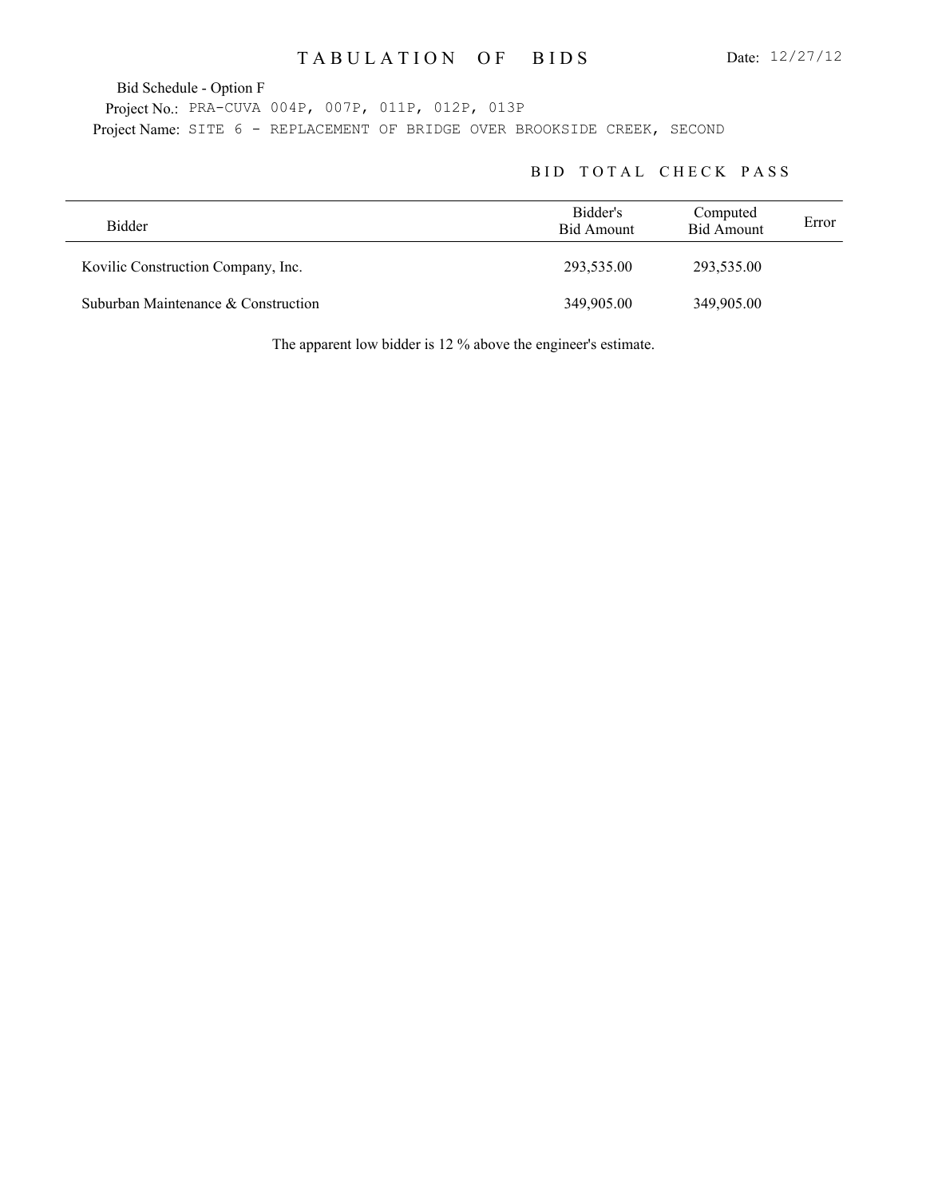# TABULATION OF BIDS

Date: 12/27/12

Bid Schedule - Option F

Project No.: PRA-CUVA 004P, 007P, 011P, 012P, 013P

Project Name: SITE 6 - REPLACEMENT OF BRIDGE OVER BROOKSIDE CREEK, SECOND

## BID TOTAL CHECK PASS

| Bidder | Bidder's Bid Amount | Computed Bid Amount | Error |
|---|---|---|---|
| Kovilic Construction Company, Inc. | 293,535.00 | 293,535.00 | |
| Suburban Maintenance & Construction | 349,905.00 | 349,905.00 | |

The apparent low bidder is 12 % above the engineer's estimate.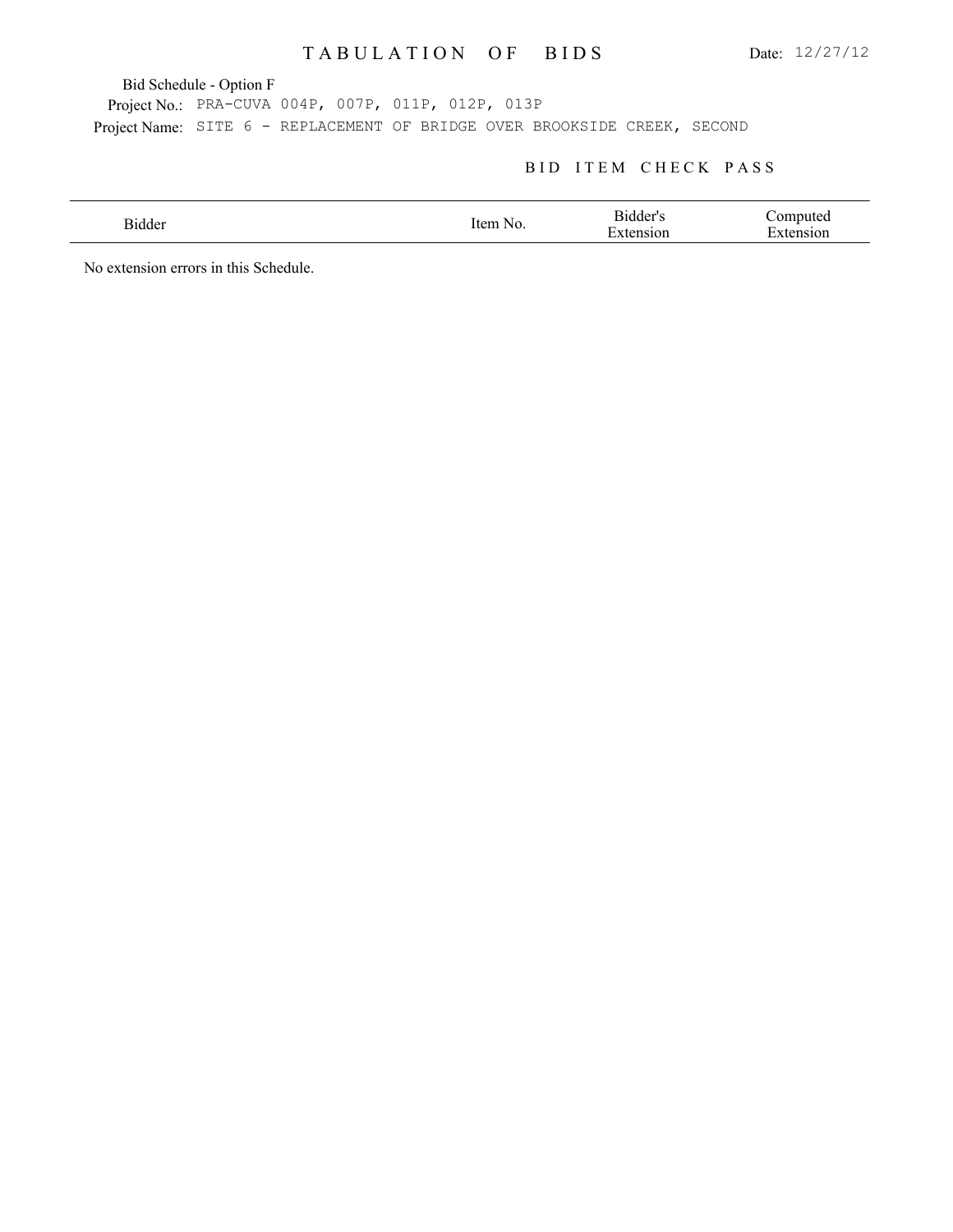# TABULATION OF BIDS

Date: 12/27/12

Bid Schedule - Option F

Project No.: PRA-CUVA 004P, 007P, 011P, 012P, 013P

Project Name: SITE 6 - REPLACEMENT OF BRIDGE OVER BROOKSIDE CREEK, SECOND

## BID ITEM CHECK PASS

| Bidder | Item No. | Bidder's Extension | Computed Extension |
|---|---|---|---|

No extension errors in this Schedule.